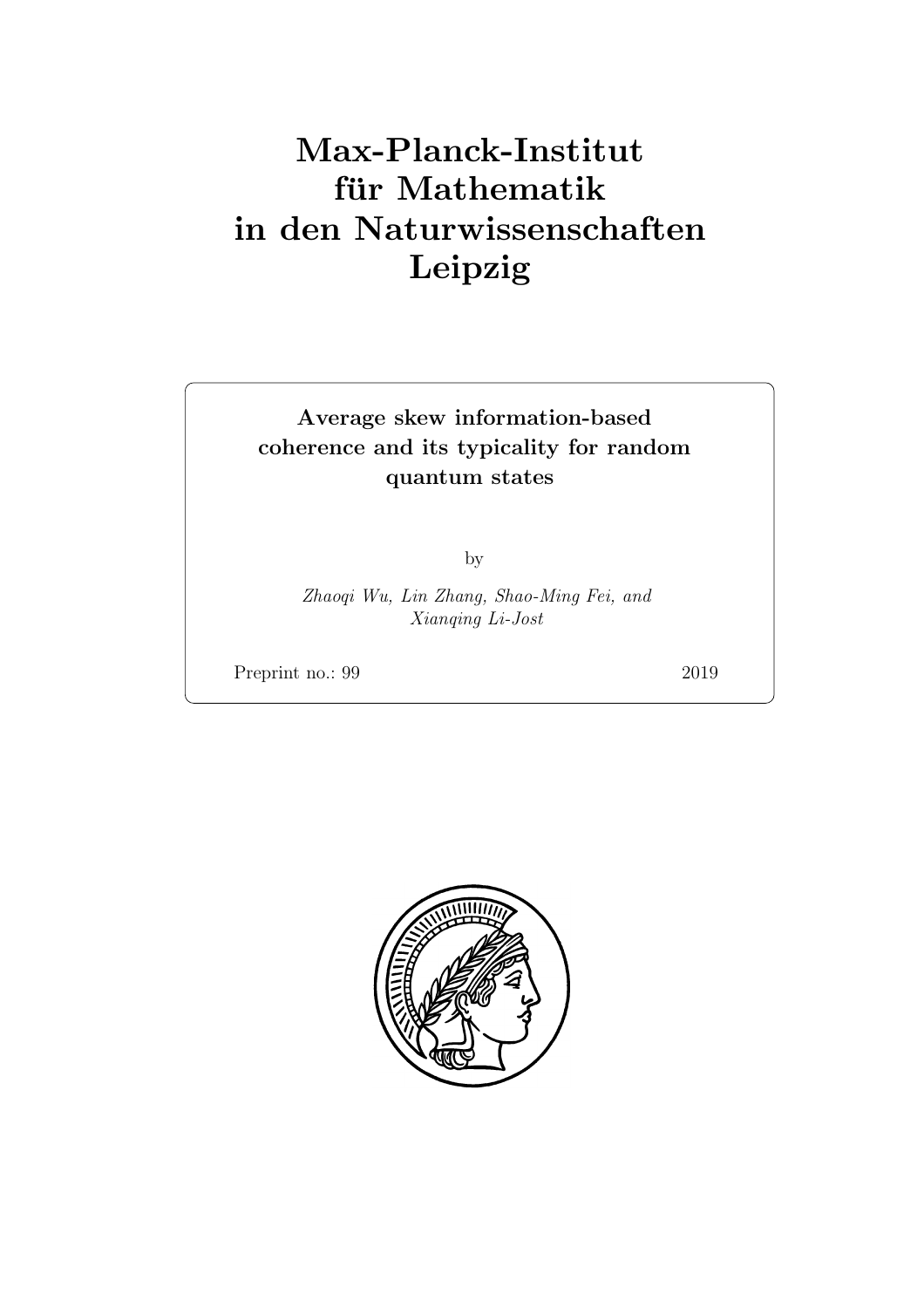# Max-Planck-Institut für Mathematik in den Naturwissenschaften Leipzig

## Average skew information-based coherence and its typicality for random quantum states

by

*Zhaoqi Wu, Lin Zhang, Shao-Ming Fei, and Xianqing Li-Jost*

Preprint no.: 99 2019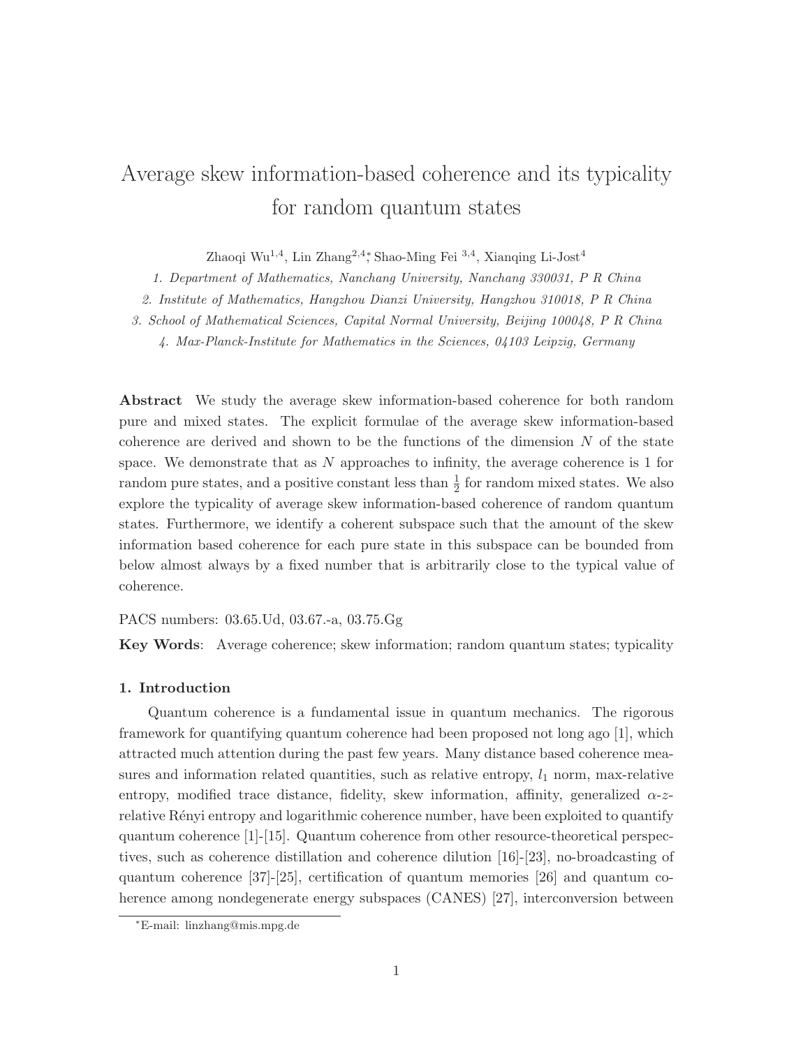# Average skew information-based coherence and its typicality for random quantum states

Zhaoqi Wu[1,4], Lin Zhang[2,4]*, Shao-Ming Fei [3,4], Xianqing Li-Jost[4]

*1. Department of Mathematics, Nanchang University, Nanchang 330031, P R China*

*2. Institute of Mathematics, Hangzhou Dianzi University, Hangzhou 310018, P R China*

*3. School of Mathematical Sciences, Capital Normal University, Beijing 100048, P R China*

*4. Max-Planck-Institute for Mathematics in the Sciences, 04103 Leipzig, Germany*

**Abstract** We study the average skew information-based coherence for both random pure and mixed states. The explicit formulae of the average skew information-based coherence are derived and shown to be the functions of the dimension $N$ of the state space. We demonstrate that as $N$ approaches to infinity, the average coherence is 1 for random pure states, and a positive constant less than $\frac{1}{2}$ for random mixed states. We also explore the typicality of average skew information-based coherence of random quantum states. Furthermore, we identify a coherent subspace such that the amount of the skew information based coherence for each pure state in this subspace can be bounded from below almost always by a fixed number that is arbitrarily close to the typical value of coherence.

PACS numbers: 03.65.Ud, 03.67.-a, 03.75.Gg

**Key Words**: Average coherence; skew information; random quantum states; typicality

### 1. Introduction

Quantum coherence is a fundamental issue in quantum mechanics. The rigorous framework for quantifying quantum coherence had been proposed not long ago [1], which attracted much attention during the past few years. Many distance based coherence measures and information related quantities, such as relative entropy, $l_1$ norm, max-relative entropy, modified trace distance, fidelity, skew information, affinity, generalized $\alpha$-$z$-relative Rényi entropy and logarithmic coherence number, have been exploited to quantify quantum coherence [1]-[15]. Quantum coherence from other resource-theoretical perspectives, such as coherence distillation and coherence dilution [16]-[23], no-broadcasting of quantum coherence [37]-[25], certification of quantum memories [26] and quantum coherence among nondegenerate energy subspaces (CANES) [27], interconversion between

*E-mail: linzhang@mis.mpg.de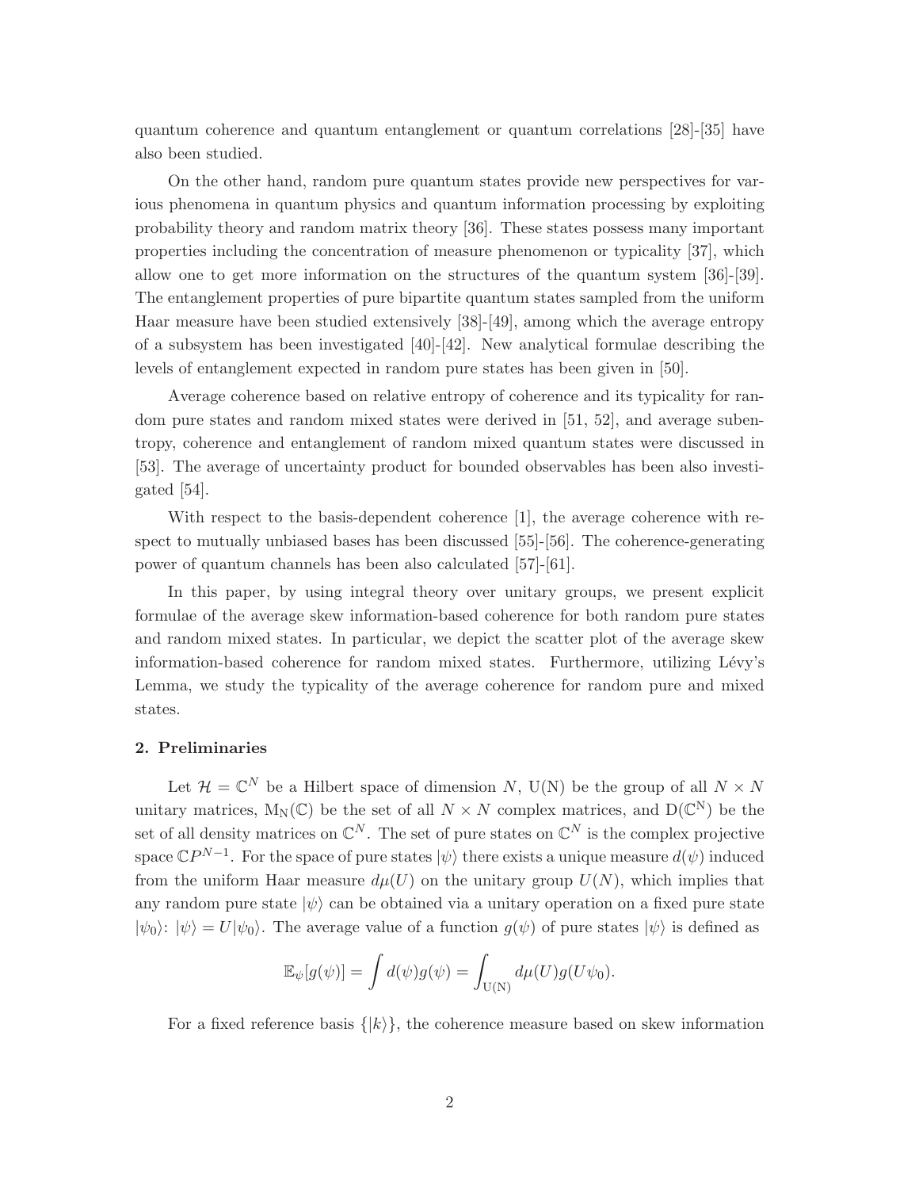quantum coherence and quantum entanglement or quantum correlations [28]-[35] have also been studied.

On the other hand, random pure quantum states provide new perspectives for various phenomena in quantum physics and quantum information processing by exploiting probability theory and random matrix theory [36]. These states possess many important properties including the concentration of measure phenomenon or typicality [37], which allow one to get more information on the structures of the quantum system [36]-[39]. The entanglement properties of pure bipartite quantum states sampled from the uniform Haar measure have been studied extensively [38]-[49], among which the average entropy of a subsystem has been investigated [40]-[42]. New analytical formulae describing the levels of entanglement expected in random pure states has been given in [50].

Average coherence based on relative entropy of coherence and its typicality for random pure states and random mixed states were derived in [51, 52], and average subentropy, coherence and entanglement of random mixed quantum states were discussed in [53]. The average of uncertainty product for bounded observables has been also investigated [54].

With respect to the basis-dependent coherence [1], the average coherence with respect to mutually unbiased bases has been discussed [55]-[56]. The coherence-generating power of quantum channels has been also calculated [57]-[61].

In this paper, by using integral theory over unitary groups, we present explicit formulae of the average skew information-based coherence for both random pure states and random mixed states. In particular, we depict the scatter plot of the average skew information-based coherence for random mixed states. Furthermore, utilizing Lévy's Lemma, we study the typicality of the average coherence for random pure and mixed states.

## 2. Preliminaries

Let $\mathcal{H} = \mathbb{C}^N$ be a Hilbert space of dimension $N$, $\mathrm{U(N)}$ be the group of all $N \times N$ unitary matrices, $\mathrm{M_N}(\mathbb{C})$ be the set of all $N \times N$ complex matrices, and $\mathrm{D}(\mathbb{C}^\mathrm{N})$ be the set of all density matrices on $\mathbb{C}^N$. The set of pure states on $\mathbb{C}^N$ is the complex projective space $\mathbb{C}P^{N-1}$. For the space of pure states $|\psi\rangle$ there exists a unique measure $d(\psi)$ induced from the uniform Haar measure $d\mu(U)$ on the unitary group $U(N)$, which implies that any random pure state $|\psi\rangle$ can be obtained via a unitary operation on a fixed pure state $|\psi_0\rangle$: $|\psi\rangle = U|\psi_0\rangle$. The average value of a function $g(\psi)$ of pure states $|\psi\rangle$ is defined as

$$\mathbb{E}_\psi[g(\psi)] = \int d(\psi) g(\psi) = \int_{\mathrm{U(N)}} d\mu(U) g(U\psi_0).$$

For a fixed reference basis $\{|k\rangle\}$, the coherence measure based on skew information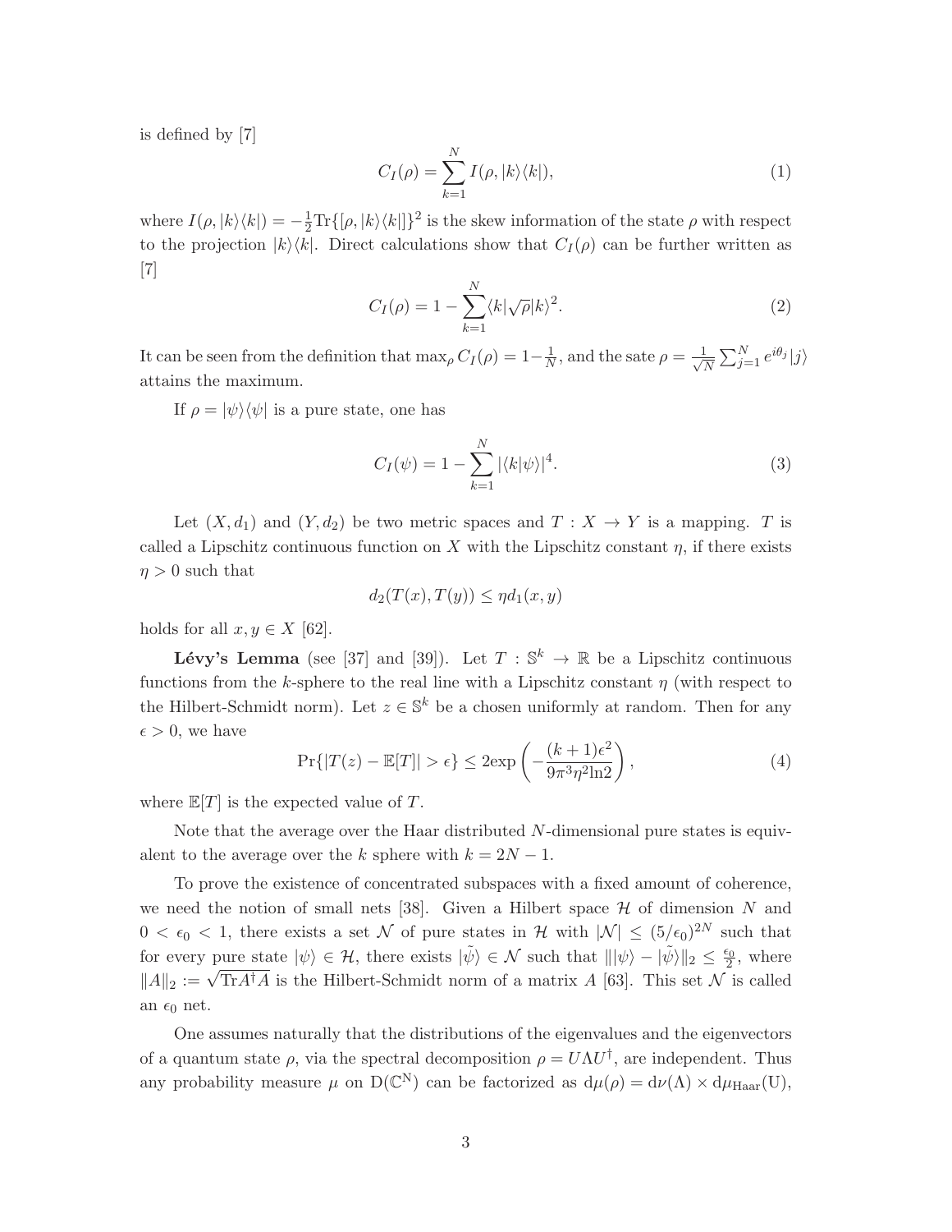is defined by [7]

$$C_I(\rho) = \sum_{k=1}^{N} I(\rho, |k\rangle\langle k|), \tag{1}$$

where $I(\rho, |k\rangle\langle k|) = -\frac{1}{2}\mathrm{Tr}\{[\rho, |k\rangle\langle k|]\}^2$ is the skew information of the state $\rho$ with respect to the projection $|k\rangle\langle k|$. Direct calculations show that $C_I(\rho)$ can be further written as [7]

$$C_I(\rho) = 1 - \sum_{k=1}^{N} \langle k|\sqrt{\rho}|k\rangle^2. \tag{2}$$

It can be seen from the definition that $\max_\rho C_I(\rho) = 1 - \frac{1}{N}$, and the sate $\rho = \frac{1}{\sqrt{N}} \sum_{j=1}^{N} e^{i\theta_j}|j\rangle$ attains the maximum.

If $\rho = |\psi\rangle\langle\psi|$ is a pure state, one has

$$C_I(\psi) = 1 - \sum_{k=1}^{N} |\langle k|\psi\rangle|^4. \tag{3}$$

Let $(X, d_1)$ and $(Y, d_2)$ be two metric spaces and $T : X \to Y$ is a mapping. $T$ is called a Lipschitz continuous function on $X$ with the Lipschitz constant $\eta$, if there exists $\eta > 0$ such that

$$d_2(T(x), T(y)) \leq \eta d_1(x, y)$$

holds for all $x, y \in X$ [62].

**Lévy's Lemma** (see [37] and [39]). Let $T : \mathbb{S}^k \to \mathbb{R}$ be a Lipschitz continuous functions from the $k$-sphere to the real line with a Lipschitz constant $\eta$ (with respect to the Hilbert-Schmidt norm). Let $z \in \mathbb{S}^k$ be a chosen uniformly at random. Then for any $\epsilon > 0$, we have

$$\Pr\{|T(z) - \mathbb{E}[T]| > \epsilon\} \leq 2\exp\left(-\frac{(k+1)\epsilon^2}{9\pi^3\eta^2 \ln 2}\right), \tag{4}$$

where $\mathbb{E}[T]$ is the expected value of $T$.

Note that the average over the Haar distributed $N$-dimensional pure states is equivalent to the average over the $k$ sphere with $k = 2N - 1$.

To prove the existence of concentrated subspaces with a fixed amount of coherence, we need the notion of small nets [38]. Given a Hilbert space $\mathcal{H}$ of dimension $N$ and $0 < \epsilon_0 < 1$, there exists a set $\mathcal{N}$ of pure states in $\mathcal{H}$ with $|\mathcal{N}| \leq (5/\epsilon_0)^{2N}$ such that for every pure state $|\psi\rangle \in \mathcal{H}$, there exists $|\tilde{\psi}\rangle \in \mathcal{N}$ such that $\||\psi\rangle - |\tilde{\psi}\rangle\|_2 \leq \frac{\epsilon_0}{2}$, where $\|A\|_2 := \sqrt{\mathrm{Tr}A^\dagger A}$ is the Hilbert-Schmidt norm of a matrix $A$ [63]. This set $\mathcal{N}$ is called an $\epsilon_0$ net.

One assumes naturally that the distributions of the eigenvalues and the eigenvectors of a quantum state $\rho$, via the spectral decomposition $\rho = U\Lambda U^\dagger$, are independent. Thus any probability measure $\mu$ on $\mathrm{D}(\mathbb{C}^N)$ can be factorized as $\mathrm{d}\mu(\rho) = \mathrm{d}\nu(\Lambda) \times \mathrm{d}\mu_{\mathrm{Haar}}(\mathrm{U})$,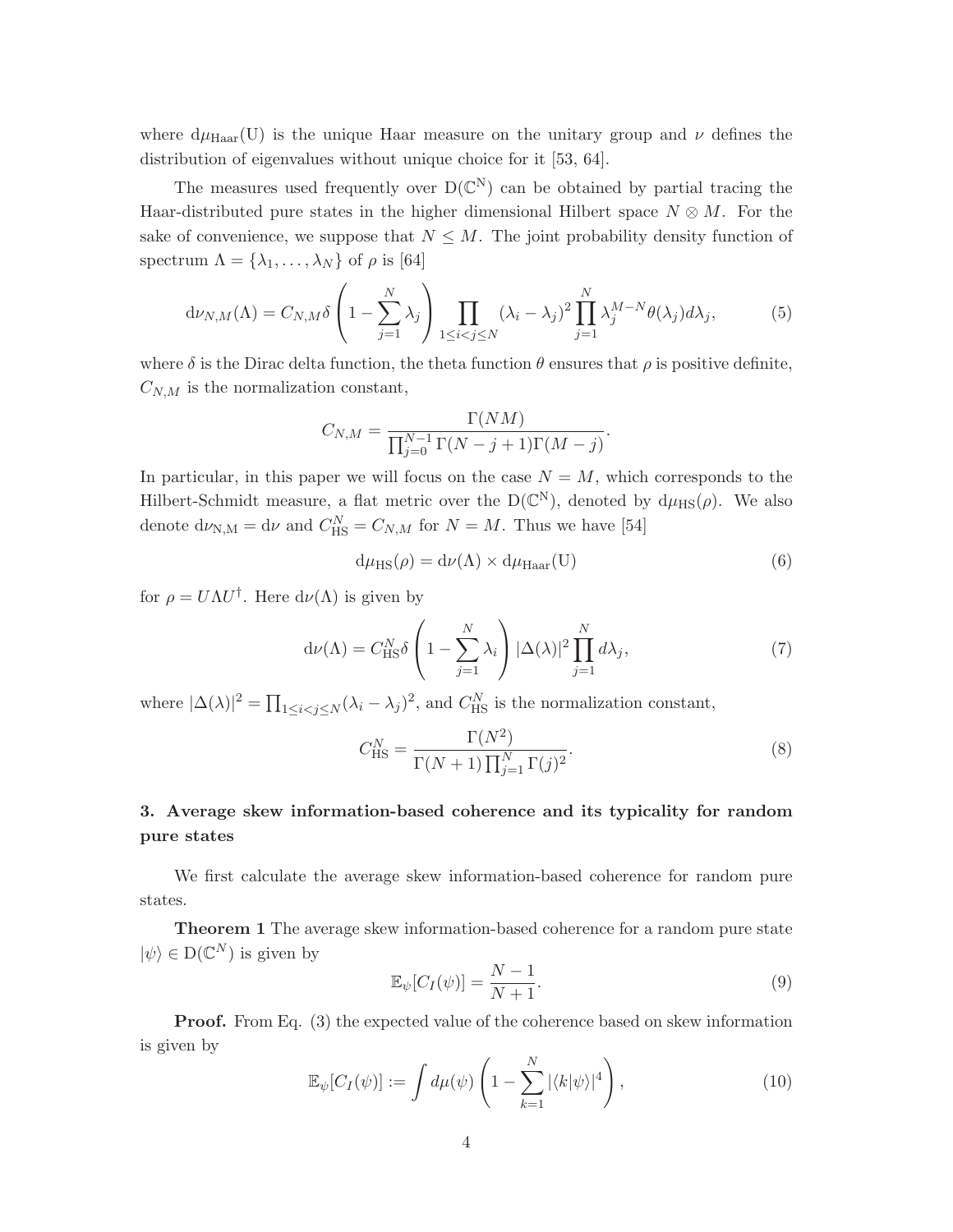where $\mathrm{d}\mu_{\mathrm{Haar}}(\mathrm{U})$ is the unique Haar measure on the unitary group and $\nu$ defines the distribution of eigenvalues without unique choice for it [53, 64].

The measures used frequently over $\mathrm{D}(\mathbb{C}^{\mathrm{N}})$ can be obtained by partial tracing the Haar-distributed pure states in the higher dimensional Hilbert space $N \otimes M$. For the sake of convenience, we suppose that $N \leq M$. The joint probability density function of spectrum $\Lambda = \{\lambda_1, \ldots, \lambda_N\}$ of $\rho$ is [64]

$$
\mathrm{d}\nu_{N,M}(\Lambda) = C_{N,M}\delta\left(1 - \sum_{j=1}^{N}\lambda_j\right)\prod_{1\leq i<j\leq N}(\lambda_i - \lambda_j)^2\prod_{j=1}^{N}\lambda_j^{M-N}\theta(\lambda_j)d\lambda_j, \tag{5}
$$

where $\delta$ is the Dirac delta function, the theta function $\theta$ ensures that $\rho$ is positive definite, $C_{N,M}$ is the normalization constant,

$$
C_{N,M} = \frac{\Gamma(NM)}{\prod_{j=0}^{N-1}\Gamma(N-j+1)\Gamma(M-j)}.
$$

In particular, in this paper we will focus on the case $N = M$, which corresponds to the Hilbert-Schmidt measure, a flat metric over the $\mathrm{D}(\mathbb{C}^{\mathrm{N}})$, denoted by $\mathrm{d}\mu_{\mathrm{HS}}(\rho)$. We also denote $\mathrm{d}\nu_{\mathrm{N,M}} = \mathrm{d}\nu$ and $C_{\mathrm{HS}}^{N} = C_{N,M}$ for $N = M$. Thus we have [54]

$$
\mathrm{d}\mu_{\mathrm{HS}}(\rho) = \mathrm{d}\nu(\Lambda) \times \mathrm{d}\mu_{\mathrm{Haar}}(\mathrm{U}) \tag{6}
$$

for $\rho = U\Lambda U^{\dagger}$. Here $\mathrm{d}\nu(\Lambda)$ is given by

$$
\mathrm{d}\nu(\Lambda) = C_{\mathrm{HS}}^{N}\delta\left(1 - \sum_{i=1}^{N}\lambda_i\right)|\Delta(\lambda)|^2\prod_{j=1}^{N}d\lambda_j, \tag{7}
$$

where $|\Delta(\lambda)|^2 = \prod_{1\leq i<j\leq N}(\lambda_i - \lambda_j)^2$, and $C_{\mathrm{HS}}^{N}$ is the normalization constant,

$$
C_{\mathrm{HS}}^{N} = \frac{\Gamma(N^2)}{\Gamma(N+1)\prod_{j=1}^{N}\Gamma(j)^2}. \tag{8}
$$

## 3. Average skew information-based coherence and its typicality for random pure states

We first calculate the average skew information-based coherence for random pure states.

**Theorem 1** The average skew information-based coherence for a random pure state $|\psi\rangle \in \mathrm{D}(\mathbb{C}^{N})$ is given by

$$
\mathbb{E}_{\psi}[C_I(\psi)] = \frac{N-1}{N+1}. \tag{9}
$$

**Proof.** From Eq. (3) the expected value of the coherence based on skew information is given by

$$
\mathbb{E}_{\psi}[C_I(\psi)] := \int d\mu(\psi)\left(1 - \sum_{k=1}^{N}|\langle k|\psi\rangle|^4\right), \tag{10}
$$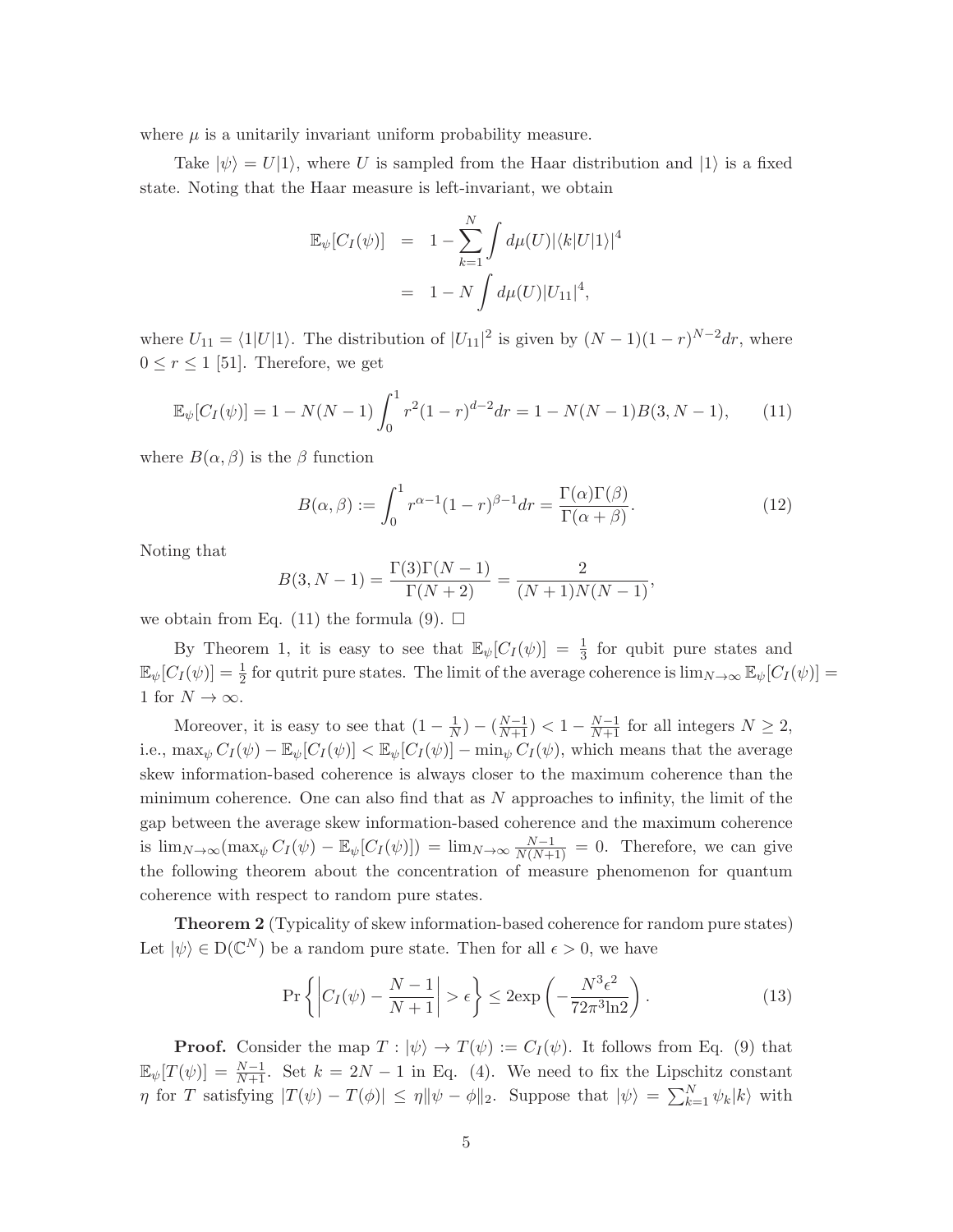where $\mu$ is a unitarily invariant uniform probability measure.

Take $|\psi\rangle = U|1\rangle$, where $U$ is sampled from the Haar distribution and $|1\rangle$ is a fixed state. Noting that the Haar measure is left-invariant, we obtain

$$
\begin{aligned}
\mathbb{E}_\psi[C_I(\psi)] &= 1 - \sum_{k=1}^{N} \int d\mu(U) |\langle k|U|1\rangle|^4 \\
&= 1 - N \int d\mu(U) |U_{11}|^4,
\end{aligned}
$$

where $U_{11} = \langle 1|U|1\rangle$. The distribution of $|U_{11}|^2$ is given by $(N-1)(1-r)^{N-2}dr$, where $0 \leq r \leq 1$ [51]. Therefore, we get

$$
\mathbb{E}_\psi[C_I(\psi)] = 1 - N(N-1)\int_0^1 r^2(1-r)^{d-2}dr = 1 - N(N-1)B(3, N-1), \tag{11}
$$

where $B(\alpha, \beta)$ is the $\beta$ function

$$
B(\alpha, \beta) := \int_0^1 r^{\alpha-1}(1-r)^{\beta-1}dr = \frac{\Gamma(\alpha)\Gamma(\beta)}{\Gamma(\alpha+\beta)}. \tag{12}
$$

Noting that

$$
B(3, N-1) = \frac{\Gamma(3)\Gamma(N-1)}{\Gamma(N+2)} = \frac{2}{(N+1)N(N-1)},
$$

we obtain from Eq. (11) the formula (9). $\square$

By Theorem 1, it is easy to see that $\mathbb{E}_\psi[C_I(\psi)] = \frac{1}{3}$ for qubit pure states and $\mathbb{E}_\psi[C_I(\psi)] = \frac{1}{2}$ for qutrit pure states. The limit of the average coherence is $\lim_{N\to\infty} \mathbb{E}_\psi[C_I(\psi)] = 1$ for $N \to \infty$.

Moreover, it is easy to see that $(1 - \frac{1}{N}) - (\frac{N-1}{N+1}) < 1 - \frac{N-1}{N+1}$ for all integers $N \geq 2$, i.e., $\max_\psi C_I(\psi) - \mathbb{E}_\psi[C_I(\psi)] < \mathbb{E}_\psi[C_I(\psi)] - \min_\psi C_I(\psi)$, which means that the average skew information-based coherence is always closer to the maximum coherence than the minimum coherence. One can also find that as $N$ approaches to infinity, the limit of the gap between the average skew information-based coherence and the maximum coherence is $\lim_{N\to\infty}(\max_\psi C_I(\psi) - \mathbb{E}_\psi[C_I(\psi)]) = \lim_{N\to\infty} \frac{N-1}{N(N+1)} = 0$. Therefore, we can give the following theorem about the concentration of measure phenomenon for quantum coherence with respect to random pure states.

**Theorem 2** (Typicality of skew information-based coherence for random pure states) Let $|\psi\rangle \in \mathrm{D}(\mathbb{C}^N)$ be a random pure state. Then for all $\epsilon > 0$, we have

$$
\Pr\left\{\left|C_I(\psi) - \frac{N-1}{N+1}\right| > \epsilon\right\} \leq 2\exp\left(-\frac{N^3\epsilon^2}{72\pi^3 \ln 2}\right). \tag{13}
$$

**Proof.** Consider the map $T : |\psi\rangle \to T(\psi) := C_I(\psi)$. It follows from Eq. (9) that $\mathbb{E}_\psi[T(\psi)] = \frac{N-1}{N+1}$. Set $k = 2N-1$ in Eq. (4). We need to fix the Lipschitz constant $\eta$ for $T$ satisfying $|T(\psi) - T(\phi)| \leq \eta\|\psi - \phi\|_2$. Suppose that $|\psi\rangle = \sum_{k=1}^{N} \psi_k |k\rangle$ with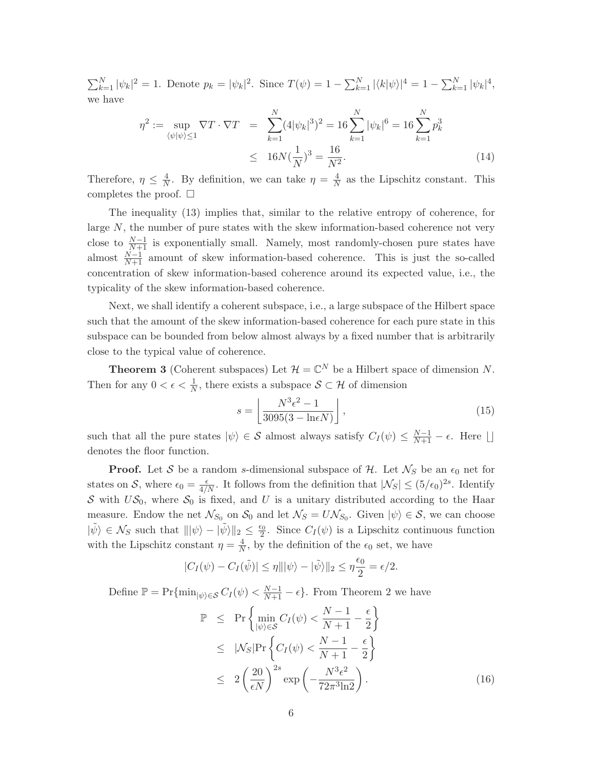$\sum_{k=1}^N |\psi_k|^2 = 1$. Denote $p_k = |\psi_k|^2$. Since $T(\psi) = 1 - \sum_{k=1}^N |\langle k|\psi\rangle|^4 = 1 - \sum_{k=1}^N |\psi_k|^4$, we have

$$
\begin{aligned}
\eta^2 := \sup_{\langle\psi|\psi\rangle\leq 1} \nabla T \cdot \nabla T &= \sum_{k=1}^N (4|\psi_k|^3)^2 = 16\sum_{k=1}^N |\psi_k|^6 = 16\sum_{k=1}^N p_k^3 \\
&\leq 16N(\frac{1}{N})^3 = \frac{16}{N^2}. \qquad (14)
\end{aligned}
$$

Therefore, $\eta \leq \frac{4}{N}$. By definition, we can take $\eta = \frac{4}{N}$ as the Lipschitz constant. This completes the proof. $\square$

The inequality (13) implies that, similar to the relative entropy of coherence, for large $N$, the number of pure states with the skew information-based coherence not very close to $\frac{N-1}{N+1}$ is exponentially small. Namely, most randomly-chosen pure states have almost $\frac{N-1}{N+1}$ amount of skew information-based coherence. This is just the so-called concentration of skew information-based coherence around its expected value, i.e., the typicality of the skew information-based coherence.

Next, we shall identify a coherent subspace, i.e., a large subspace of the Hilbert space such that the amount of the skew information-based coherence for each pure state in this subspace can be bounded from below almost always by a fixed number that is arbitrarily close to the typical value of coherence.

**Theorem 3** (Coherent subspaces) Let $\mathcal{H} = \mathbb{C}^N$ be a Hilbert space of dimension $N$. Then for any $0 < \epsilon < \frac{1}{N}$, there exists a subspace $\mathcal{S} \subset \mathcal{H}$ of dimension

$$
s = \left\lfloor \frac{N^3\epsilon^2 - 1}{3095(3 - \ln\epsilon N)} \right\rfloor, \qquad (15)
$$

such that all the pure states $|\psi\rangle \in \mathcal{S}$ almost always satisfy $C_I(\psi) \leq \frac{N-1}{N+1} - \epsilon$. Here $\lfloor\rfloor$ denotes the floor function.

**Proof.** Let $\mathcal{S}$ be a random $s$-dimensional subspace of $\mathcal{H}$. Let $\mathcal{N}_S$ be an $\epsilon_0$ net for states on $\mathcal{S}$, where $\epsilon_0 = \frac{\epsilon}{4/N}$. It follows from the definition that $|\mathcal{N}_S| \leq (5/\epsilon_0)^{2s}$. Identify $\mathcal{S}$ with $U\mathcal{S}_0$, where $\mathcal{S}_0$ is fixed, and $U$ is a unitary distributed according to the Haar measure. Endow the net $\mathcal{N}_{S_0}$ on $\mathcal{S}_0$ and let $\mathcal{N}_S = U\mathcal{N}_{S_0}$. Given $|\psi\rangle \in \mathcal{S}$, we can choose $|\tilde{\psi}\rangle \in \mathcal{N}_S$ such that $\||\psi\rangle - |\tilde{\psi}\rangle\|_2 \leq \frac{\epsilon_0}{2}$. Since $C_I(\psi)$ is a Lipschitz continuous function with the Lipschitz constant $\eta = \frac{4}{N}$, by the definition of the $\epsilon_0$ set, we have

$$
|C_I(\psi) - C_I(\tilde{\psi})| \leq \eta\||\psi\rangle - |\tilde{\psi}\rangle\|_2 \leq \eta\frac{\epsilon_0}{2} = \epsilon/2.
$$

Define $\mathbb{P} = \Pr\{\min_{|\psi\rangle\in\mathcal{S}} C_I(\psi) < \frac{N-1}{N+1} - \epsilon\}$. From Theorem 2 we have

$$
\begin{aligned}
\mathbb{P} &\leq \Pr\left\{\min_{|\psi\rangle\in\mathcal{S}} C_I(\psi) < \frac{N-1}{N+1} - \frac{\epsilon}{2}\right\} \\
&\leq |\mathcal{N}_S| \Pr\left\{C_I(\psi) < \frac{N-1}{N+1} - \frac{\epsilon}{2}\right\} \\
&\leq 2\left(\frac{20}{\epsilon N}\right)^{2s} \exp\left(-\frac{N^3\epsilon^2}{72\pi^3 \ln 2}\right). \qquad (16)
\end{aligned}
$$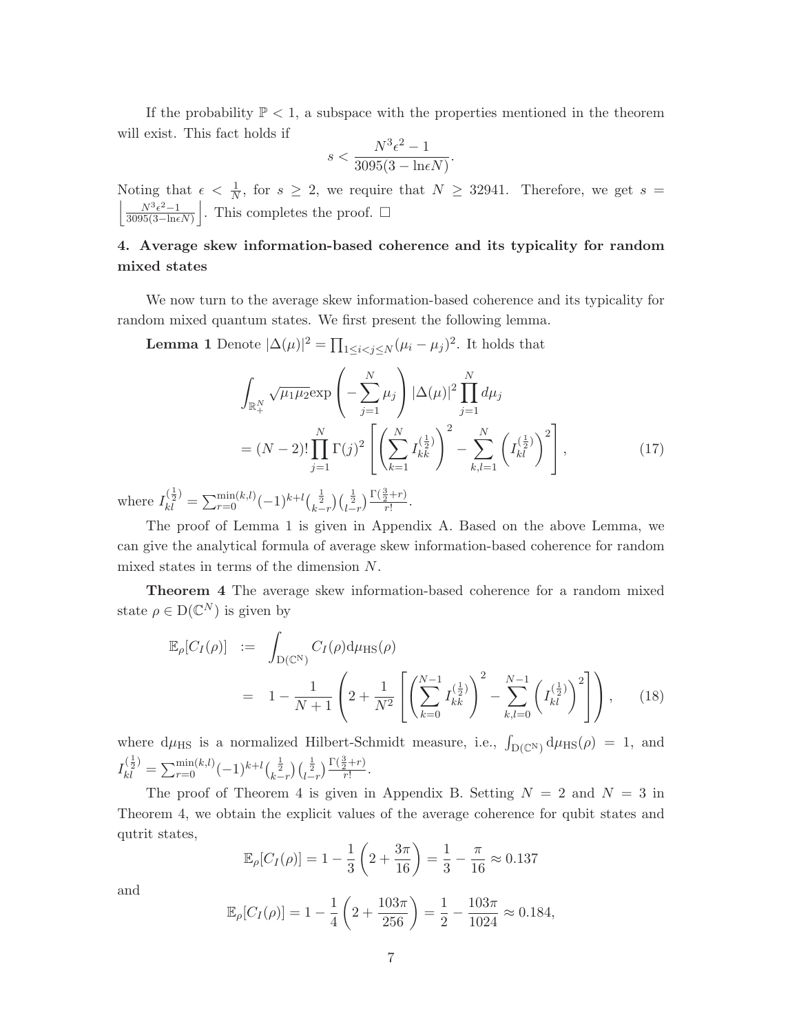If the probability $\mathbb{P} < 1$, a subspace with the properties mentioned in the theorem will exist. This fact holds if

$$s < \frac{N^3\epsilon^2 - 1}{3095(3 - \ln\epsilon N)}.$$

Noting that $\epsilon < \frac{1}{N}$, for $s \geq 2$, we require that $N \geq 32941$. Therefore, we get $s = \left\lfloor \frac{N^3\epsilon^2-1}{3095(3-\ln\epsilon N)} \right\rfloor$. This completes the proof. □

## 4. Average skew information-based coherence and its typicality for random mixed states

We now turn to the average skew information-based coherence and its typicality for random mixed quantum states. We first present the following lemma.

**Lemma 1** Denote $|\Delta(\mu)|^2 = \prod_{1\leq i<j\leq N}(\mu_i - \mu_j)^2$. It holds that

$$\int_{\mathbb{R}_+^N} \sqrt{\mu_1\mu_2}\exp\left(-\sum_{j=1}^{N}\mu_j\right)|\Delta(\mu)|^2\prod_{j=1}^{N}d\mu_j$$
$$= (N-2)!\prod_{j=1}^{N}\Gamma(j)^2\left[\left(\sum_{k=1}^{N}I_{kk}^{(\frac{1}{2})}\right)^2 - \sum_{k,l=1}^{N}\left(I_{kl}^{(\frac{1}{2})}\right)^2\right], \tag{17}$$

where $I_{kl}^{(\frac{1}{2})} = \sum_{r=0}^{\min(k,l)}(-1)^{k+l}\binom{\frac{1}{2}}{k-r}\binom{\frac{1}{2}}{l-r}\frac{\Gamma(\frac{3}{2}+r)}{r!}$.

The proof of Lemma 1 is given in Appendix A. Based on the above Lemma, we can give the analytical formula of average skew information-based coherence for random mixed states in terms of the dimension $N$.

**Theorem 4** The average skew information-based coherence for a random mixed state $\rho \in \mathrm{D}(\mathbb{C}^N)$ is given by

$$\begin{aligned}\mathbb{E}_\rho[C_I(\rho)] &:= \int_{\mathrm{D}(\mathbb{C}^N)} C_I(\rho)\mathrm{d}\mu_{\mathrm{HS}}(\rho) \\ &= 1 - \frac{1}{N+1}\left(2 + \frac{1}{N^2}\left[\left(\sum_{k=0}^{N-1}I_{kk}^{(\frac{1}{2})}\right)^2 - \sum_{k,l=0}^{N-1}\left(I_{kl}^{(\frac{1}{2})}\right)^2\right]\right), \end{aligned} \tag{18}$$

where $\mathrm{d}\mu_{\mathrm{HS}}$ is a normalized Hilbert-Schmidt measure, i.e., $\int_{\mathrm{D}(\mathbb{C}^N)}\mathrm{d}\mu_{\mathrm{HS}}(\rho) = 1$, and $I_{kl}^{(\frac{1}{2})} = \sum_{r=0}^{\min(k,l)}(-1)^{k+l}\binom{\frac{1}{2}}{k-r}\binom{\frac{1}{2}}{l-r}\frac{\Gamma(\frac{3}{2}+r)}{r!}$.

The proof of Theorem 4 is given in Appendix B. Setting $N = 2$ and $N = 3$ in Theorem 4, we obtain the explicit values of the average coherence for qubit states and qutrit states,

$$\mathbb{E}_\rho[C_I(\rho)] = 1 - \frac{1}{3}\left(2 + \frac{3\pi}{16}\right) = \frac{1}{3} - \frac{\pi}{16} \approx 0.137$$

and

$$\mathbb{E}_\rho[C_I(\rho)] = 1 - \frac{1}{4}\left(2 + \frac{103\pi}{256}\right) = \frac{1}{2} - \frac{103\pi}{1024} \approx 0.184,$$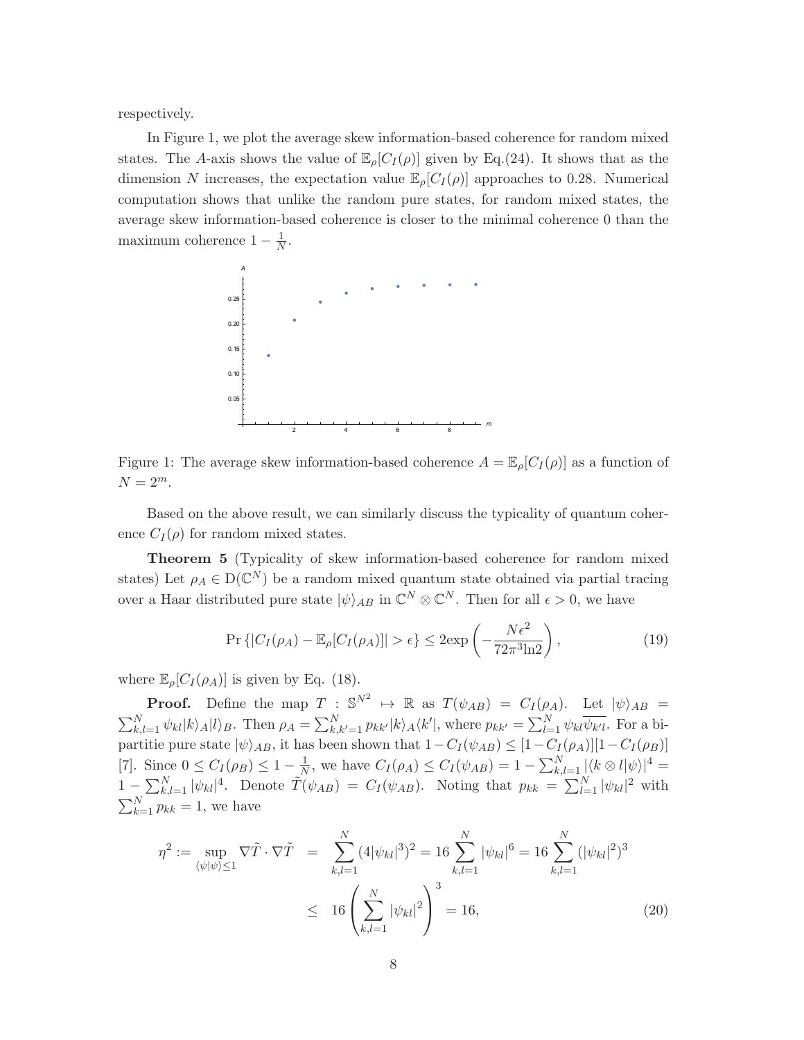respectively.

In Figure 1, we plot the average skew information-based coherence for random mixed states. The $A$-axis shows the value of $\mathbb{E}_\rho[C_I(\rho)]$ given by Eq.(24). It shows that as the dimension $N$ increases, the expectation value $\mathbb{E}_\rho[C_I(\rho)]$ approaches to 0.28. Numerical computation shows that unlike the random pure states, for random mixed states, the average skew information-based coherence is closer to the minimal coherence 0 than the maximum coherence $1-\frac{1}{N}$.

Figure 1: The average skew information-based coherence $A = \mathbb{E}_\rho[C_I(\rho)]$ as a function of $N = 2^m$.

Based on the above result, we can similarly discuss the typicality of quantum coherence $C_I(\rho)$ for random mixed states.

**Theorem 5** (Typicality of skew information-based coherence for random mixed states) Let $\rho_A \in \mathrm{D}(\mathbb{C}^N)$ be a random mixed quantum state obtained via partial tracing over a Haar distributed pure state $|\psi\rangle_{AB}$ in $\mathbb{C}^N \otimes \mathbb{C}^N$. Then for all $\epsilon > 0$, we have

$$\Pr\left\{|C_I(\rho_A) - \mathbb{E}_\rho[C_I(\rho_A)]| > \epsilon\right\} \leq 2\exp\left(-\frac{N\epsilon^2}{72\pi^3 \ln 2}\right), \tag{19}$$

where $\mathbb{E}_\rho[C_I(\rho_A)]$ is given by Eq. (18).

**Proof.** Define the map $T : \mathbb{S}^{N^2} \mapsto \mathbb{R}$ as $T(\psi_{AB}) = C_I(\rho_A)$. Let $|\psi\rangle_{AB} = \sum_{k,l=1}^N \psi_{kl}|k\rangle_A|l\rangle_B$. Then $\rho_A = \sum_{k,k'=1}^N p_{kk'}|k\rangle_A\langle k'|$, where $p_{kk'} = \sum_{l=1}^N \psi_{kl}\overline{\psi_{k'l}}$. For a bipartitie pure state $|\psi\rangle_{AB}$, it has been shown that $1-C_I(\psi_{AB}) \leq [1-C_I(\rho_A)][1-C_I(\rho_B)]$ [7]. Since $0 \leq C_I(\rho_B) \leq 1-\frac{1}{N}$, we have $C_I(\rho_A) \leq C_I(\psi_{AB}) = 1 - \sum_{k,l=1}^N |\langle k \otimes l|\psi\rangle|^4 = 1 - \sum_{k,l=1}^N |\psi_{kl}|^4$. Denote $\tilde{T}(\psi_{AB}) = C_I(\psi_{AB})$. Noting that $p_{kk} = \sum_{l=1}^N |\psi_{kl}|^2$ with $\sum_{k=1}^N p_{kk} = 1$, we have

$$\begin{aligned}
\eta^2 := \sup_{\langle\psi|\psi\rangle \leq 1} \nabla\tilde{T}\cdot\nabla\tilde{T} &= \sum_{k,l=1}^N (4|\psi_{kl}|^3)^2 = 16\sum_{k,l=1}^N |\psi_{kl}|^6 = 16\sum_{k,l=1}^N (|\psi_{kl}|^2)^3 \\
&\leq 16\left(\sum_{k,l=1}^N |\psi_{kl}|^2\right)^3 = 16,
\end{aligned} \tag{20}$$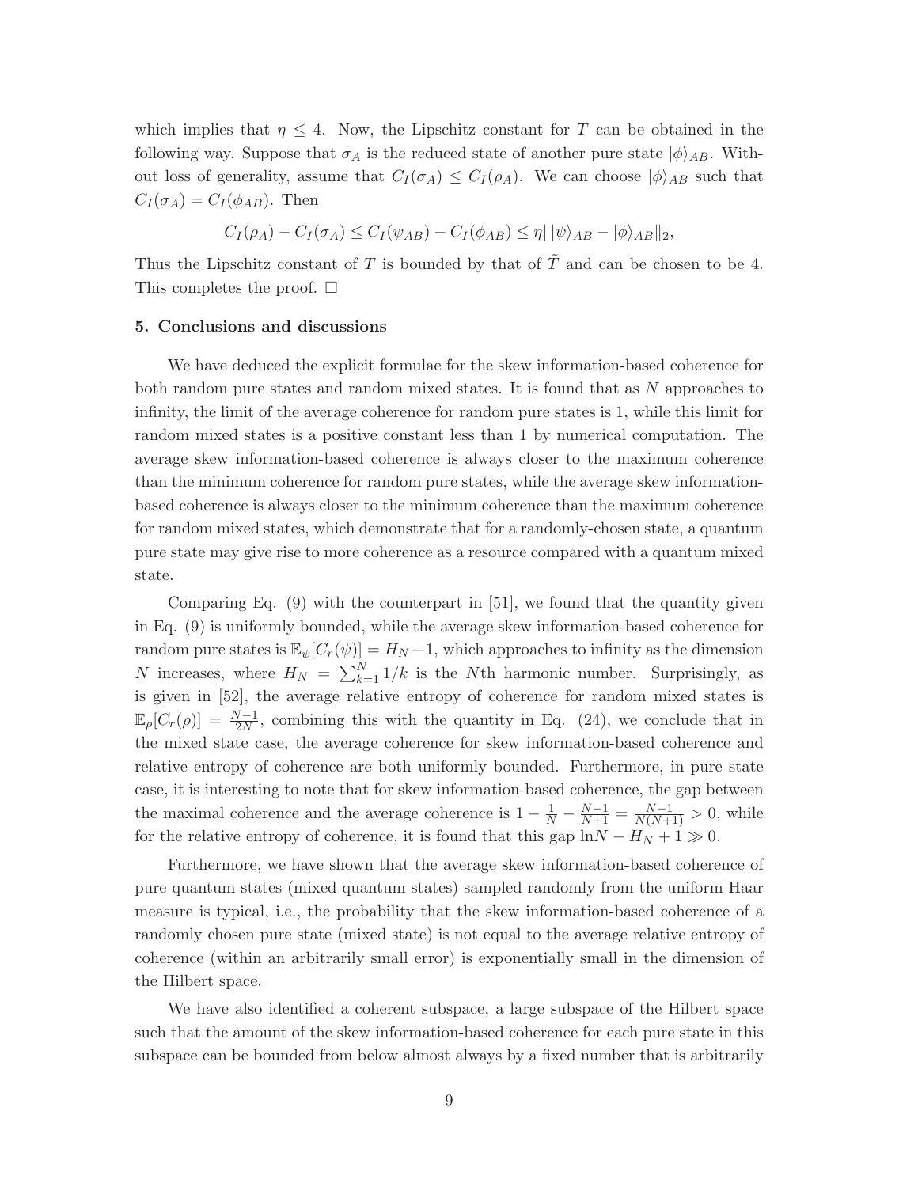which implies that $\eta \leq 4$. Now, the Lipschitz constant for $T$ can be obtained in the following way. Suppose that $\sigma_A$ is the reduced state of another pure state $|\phi\rangle_{AB}$. Without loss of generality, assume that $C_I(\sigma_A) \leq C_I(\rho_A)$. We can choose $|\phi\rangle_{AB}$ such that $C_I(\sigma_A) = C_I(\phi_{AB})$. Then

$$C_I(\rho_A) - C_I(\sigma_A) \leq C_I(\psi_{AB}) - C_I(\phi_{AB}) \leq \eta \| |\psi\rangle_{AB} - |\phi\rangle_{AB} \|_2,$$

Thus the Lipschitz constant of $T$ is bounded by that of $\tilde{T}$ and can be chosen to be 4. This completes the proof. □

### 5. Conclusions and discussions

We have deduced the explicit formulae for the skew information-based coherence for both random pure states and random mixed states. It is found that as $N$ approaches to infinity, the limit of the average coherence for random pure states is 1, while this limit for random mixed states is a positive constant less than 1 by numerical computation. The average skew information-based coherence is always closer to the maximum coherence than the minimum coherence for random pure states, while the average skew information-based coherence is always closer to the minimum coherence than the maximum coherence for random mixed states, which demonstrate that for a randomly-chosen state, a quantum pure state may give rise to more coherence as a resource compared with a quantum mixed state.

Comparing Eq. (9) with the counterpart in [51], we found that the quantity given in Eq. (9) is uniformly bounded, while the average skew information-based coherence for random pure states is $\mathbb{E}_\psi[C_r(\psi)] = H_N - 1$, which approaches to infinity as the dimension $N$ increases, where $H_N = \sum_{k=1}^{N} 1/k$ is the $N$th harmonic number. Surprisingly, as is given in [52], the average relative entropy of coherence for random mixed states is $\mathbb{E}_\rho[C_r(\rho)] = \frac{N-1}{2N}$, combining this with the quantity in Eq. (24), we conclude that in the mixed state case, the average coherence for skew information-based coherence and relative entropy of coherence are both uniformly bounded. Furthermore, in pure state case, it is interesting to note that for skew information-based coherence, the gap between the maximal coherence and the average coherence is $1 - \frac{1}{N} - \frac{N-1}{N+1} = \frac{N-1}{N(N+1)} > 0$, while for the relative entropy of coherence, it is found that this gap $\ln N - H_N + 1 \gg 0$.

Furthermore, we have shown that the average skew information-based coherence of pure quantum states (mixed quantum states) sampled randomly from the uniform Haar measure is typical, i.e., the probability that the skew information-based coherence of a randomly chosen pure state (mixed state) is not equal to the average relative entropy of coherence (within an arbitrarily small error) is exponentially small in the dimension of the Hilbert space.

We have also identified a coherent subspace, a large subspace of the Hilbert space such that the amount of the skew information-based coherence for each pure state in this subspace can be bounded from below almost always by a fixed number that is arbitrarily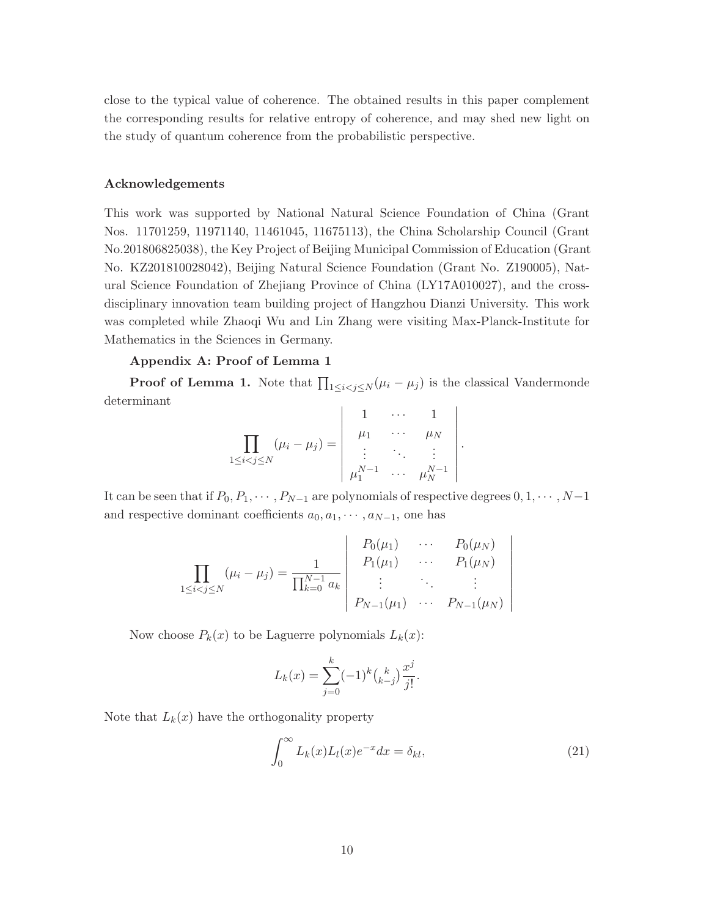close to the typical value of coherence. The obtained results in this paper complement the corresponding results for relative entropy of coherence, and may shed new light on the study of quantum coherence from the probabilistic perspective.

### Acknowledgements

This work was supported by National Natural Science Foundation of China (Grant Nos. 11701259, 11971140, 11461045, 11675113), the China Scholarship Council (Grant No.201806825038), the Key Project of Beijing Municipal Commission of Education (Grant No. KZ201810028042), Beijing Natural Science Foundation (Grant No. Z190005), Natural Science Foundation of Zhejiang Province of China (LY17A010027), and the cross-disciplinary innovation team building project of Hangzhou Dianzi University. This work was completed while Zhaoqi Wu and Lin Zhang were visiting Max-Planck-Institute for Mathematics in the Sciences in Germany.

### Appendix A: Proof of Lemma 1

**Proof of Lemma 1.** Note that $\prod_{1\leq i<j\leq N}(\mu_i - \mu_j)$ is the classical Vandermonde determinant

$$
\prod_{1\leq i<j\leq N}(\mu_i - \mu_j) = \begin{vmatrix} 1 & \cdots & 1 \\ \mu_1 & \cdots & \mu_N \\ \vdots & \ddots & \vdots \\ \mu_1^{N-1} & \cdots & \mu_N^{N-1} \end{vmatrix}.
$$

It can be seen that if $P_0, P_1, \cdots, P_{N-1}$ are polynomials of respective degrees $0, 1, \cdots, N-1$ and respective dominant coefficients $a_0, a_1, \cdots, a_{N-1}$, one has

$$
\prod_{1\leq i<j\leq N}(\mu_i - \mu_j) = \frac{1}{\prod_{k=0}^{N-1} a_k} \begin{vmatrix} P_0(\mu_1) & \cdots & P_0(\mu_N) \\ P_1(\mu_1) & \cdots & P_1(\mu_N) \\ \vdots & \ddots & \vdots \\ P_{N-1}(\mu_1) & \cdots & P_{N-1}(\mu_N) \end{vmatrix}
$$

Now choose $P_k(x)$ to be Laguerre polynomials $L_k(x)$:

$$
L_k(x) = \sum_{j=0}^{k} (-1)^k \binom{k}{k-j} \frac{x^j}{j!}.
$$

Note that $L_k(x)$ have the orthogonality property

$$
\int_0^\infty L_k(x) L_l(x) e^{-x} dx = \delta_{kl}, \tag{21}
$$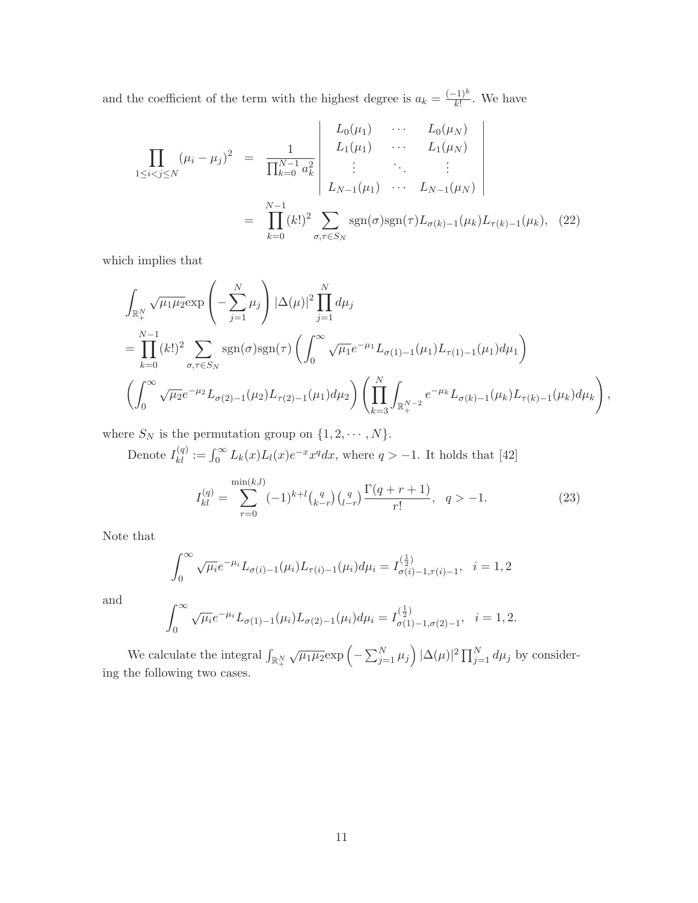and the coefficient of the term with the highest degree is $a_k = \frac{(-1)^k}{k!}$. We have

$$
\begin{aligned}
\prod_{1\le i<j\le N} (\mu_i - \mu_j)^2 &= \frac{1}{\prod_{k=0}^{N-1} a_k^2} \begin{vmatrix} L_0(\mu_1) & \cdots & L_0(\mu_N) \\ L_1(\mu_1) & \cdots & L_1(\mu_N) \\ \vdots & \ddots & \vdots \\ L_{N-1}(\mu_1) & \cdots & L_{N-1}(\mu_N) \end{vmatrix} \\
&= \prod_{k=0}^{N-1} (k!)^2 \sum_{\sigma,\tau\in S_N} \mathrm{sgn}(\sigma)\mathrm{sgn}(\tau) L_{\sigma(k)-1}(\mu_k) L_{\tau(k)-1}(\mu_k), \quad (22)
\end{aligned}
$$

which implies that

$$
\begin{aligned}
&\int_{\mathbb{R}_+^N} \sqrt{\mu_1\mu_2}\exp\left(-\sum_{j=1}^N \mu_j\right) |\Delta(\mu)|^2 \prod_{j=1}^N d\mu_j \\
&= \prod_{k=0}^{N-1} (k!)^2 \sum_{\sigma,\tau\in S_N} \mathrm{sgn}(\sigma)\mathrm{sgn}(\tau) \left( \int_0^\infty \sqrt{\mu_1} e^{-\mu_1} L_{\sigma(1)-1}(\mu_1) L_{\tau(1)-1}(\mu_1) d\mu_1 \right) \\
&\left( \int_0^\infty \sqrt{\mu_2} e^{-\mu_2} L_{\sigma(2)-1}(\mu_2) L_{\tau(2)-1}(\mu_1) d\mu_2 \right) \left( \prod_{k=3}^N \int_{\mathbb{R}_+^{N-2}} e^{-\mu_k} L_{\sigma(k)-1}(\mu_k) L_{\tau(k)-1}(\mu_k) d\mu_k \right),
\end{aligned}
$$

where $S_N$ is the permutation group on $\{1, 2, \cdots, N\}$.

Denote $I_{kl}^{(q)} := \int_0^\infty L_k(x) L_l(x) e^{-x} x^q dx$, where $q > -1$. It holds that [42]

$$
I_{kl}^{(q)} = \sum_{r=0}^{\min(k,l)} (-1)^{k+l} \binom{q}{k-r} \binom{q}{l-r} \frac{\Gamma(q+r+1)}{r!}, \quad q > -1. \quad (23)
$$

Note that

$$
\int_0^\infty \sqrt{\mu_i} e^{-\mu_i} L_{\sigma(i)-1}(\mu_i) L_{\tau(i)-1}(\mu_i) d\mu_i = I_{\sigma(i)-1,\tau(i)-1}^{(\frac{1}{2})}, \quad i = 1, 2
$$

and

$$
\int_0^\infty \sqrt{\mu_i} e^{-\mu_i} L_{\sigma(1)-1}(\mu_i) L_{\sigma(2)-1}(\mu_i) d\mu_i = I_{\sigma(1)-1,\sigma(2)-1}^{(\frac{1}{2})}, \quad i = 1, 2.
$$

We calculate the integral $\int_{\mathbb{R}_+^N} \sqrt{\mu_1\mu_2}\exp\left(-\sum_{j=1}^N \mu_j\right) |\Delta(\mu)|^2 \prod_{j=1}^N d\mu_j$ by considering the following two cases.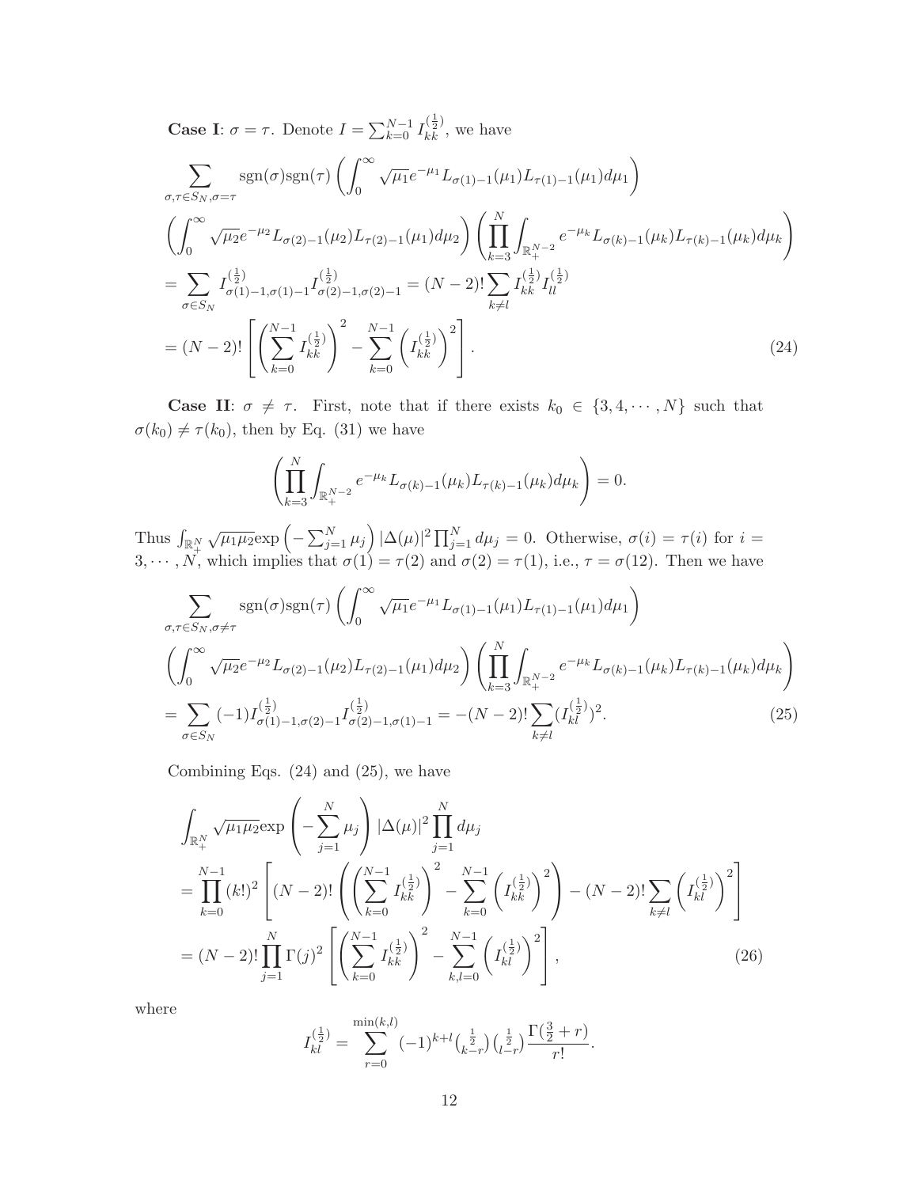**Case I**: $\sigma = \tau$. Denote $I = \sum_{k=0}^{N-1} I_{kk}^{(\frac{1}{2})}$, we have

$$
\begin{aligned}
&\sum_{\sigma,\tau\in S_N,\sigma=\tau} \mathrm{sgn}(\sigma)\mathrm{sgn}(\tau)\left(\int_0^\infty \sqrt{\mu_1}e^{-\mu_1}L_{\sigma(1)-1}(\mu_1)L_{\tau(1)-1}(\mu_1)d\mu_1\right)\\
&\left(\int_0^\infty \sqrt{\mu_2}e^{-\mu_2}L_{\sigma(2)-1}(\mu_2)L_{\tau(2)-1}(\mu_1)d\mu_2\right)\left(\prod_{k=3}^N\int_{\mathbb{R}_+^{N-2}} e^{-\mu_k}L_{\sigma(k)-1}(\mu_k)L_{\tau(k)-1}(\mu_k)d\mu_k\right)\\
&= \sum_{\sigma\in S_N} I_{\sigma(1)-1,\sigma(1)-1}^{(\frac{1}{2})}I_{\sigma(2)-1,\sigma(2)-1}^{(\frac{1}{2})} = (N-2)!\sum_{k\neq l} I_{kk}^{(\frac{1}{2})}I_{ll}^{(\frac{1}{2})}\\
&= (N-2)!\left[\left(\sum_{k=0}^{N-1} I_{kk}^{(\frac{1}{2})}\right)^2 - \sum_{k=0}^{N-1}\left(I_{kk}^{(\frac{1}{2})}\right)^2\right]. \qquad (24)
\end{aligned}
$$

**Case II**: $\sigma \neq \tau$. First, note that if there exists $k_0 \in \{3, 4, \cdots, N\}$ such that $\sigma(k_0) \neq \tau(k_0)$, then by Eq. (31) we have

$$
\left(\prod_{k=3}^N\int_{\mathbb{R}_+^{N-2}} e^{-\mu_k}L_{\sigma(k)-1}(\mu_k)L_{\tau(k)-1}(\mu_k)d\mu_k\right) = 0.
$$

Thus $\int_{\mathbb{R}_+^N}\sqrt{\mu_1\mu_2}\exp\left(-\sum_{j=1}^N \mu_j\right)|\Delta(\mu)|^2\prod_{j=1}^N d\mu_j = 0$. Otherwise, $\sigma(i) = \tau(i)$ for $i = 3, \cdots, N$, which implies that $\sigma(1) = \tau(2)$ and $\sigma(2) = \tau(1)$, i.e., $\tau = \sigma(12)$. Then we have

$$
\begin{aligned}
&\sum_{\sigma,\tau\in S_N,\sigma\neq\tau} \mathrm{sgn}(\sigma)\mathrm{sgn}(\tau)\left(\int_0^\infty \sqrt{\mu_1}e^{-\mu_1}L_{\sigma(1)-1}(\mu_1)L_{\tau(1)-1}(\mu_1)d\mu_1\right)\\
&\left(\int_0^\infty \sqrt{\mu_2}e^{-\mu_2}L_{\sigma(2)-1}(\mu_2)L_{\tau(2)-1}(\mu_1)d\mu_2\right)\left(\prod_{k=3}^N\int_{\mathbb{R}_+^{N-2}} e^{-\mu_k}L_{\sigma(k)-1}(\mu_k)L_{\tau(k)-1}(\mu_k)d\mu_k\right)\\
&= \sum_{\sigma\in S_N}(-1)I_{\sigma(1)-1,\sigma(2)-1}^{(\frac{1}{2})}I_{\sigma(2)-1,\sigma(1)-1}^{(\frac{1}{2})} = -(N-2)!\sum_{k\neq l}(I_{kl}^{(\frac{1}{2})})^2. \qquad (25)
\end{aligned}
$$

Combining Eqs. (24) and (25), we have

$$
\begin{aligned}
&\int_{\mathbb{R}_+^N}\sqrt{\mu_1\mu_2}\exp\left(-\sum_{j=1}^N\mu_j\right)|\Delta(\mu)|^2\prod_{j=1}^N d\mu_j\\
&= \prod_{k=0}^{N-1}(k!)^2\left[(N-2)!\left(\left(\sum_{k=0}^{N-1}I_{kk}^{(\frac{1}{2})}\right)^2 - \sum_{k=0}^{N-1}\left(I_{kk}^{(\frac{1}{2})}\right)^2\right) - (N-2)!\sum_{k\neq l}\left(I_{kl}^{(\frac{1}{2})}\right)^2\right]\\
&= (N-2)!\prod_{j=1}^N\Gamma(j)^2\left[\left(\sum_{k=0}^{N-1}I_{kk}^{(\frac{1}{2})}\right)^2 - \sum_{k,l=0}^{N-1}\left(I_{kl}^{(\frac{1}{2})}\right)^2\right], \qquad (26)
\end{aligned}
$$

where

$$
I_{kl}^{(\frac{1}{2})} = \sum_{r=0}^{\min(k,l)}(-1)^{k+l}\binom{\frac{1}{2}}{k-r}\binom{\frac{1}{2}}{l-r}\frac{\Gamma(\frac{3}{2}+r)}{r!}.
$$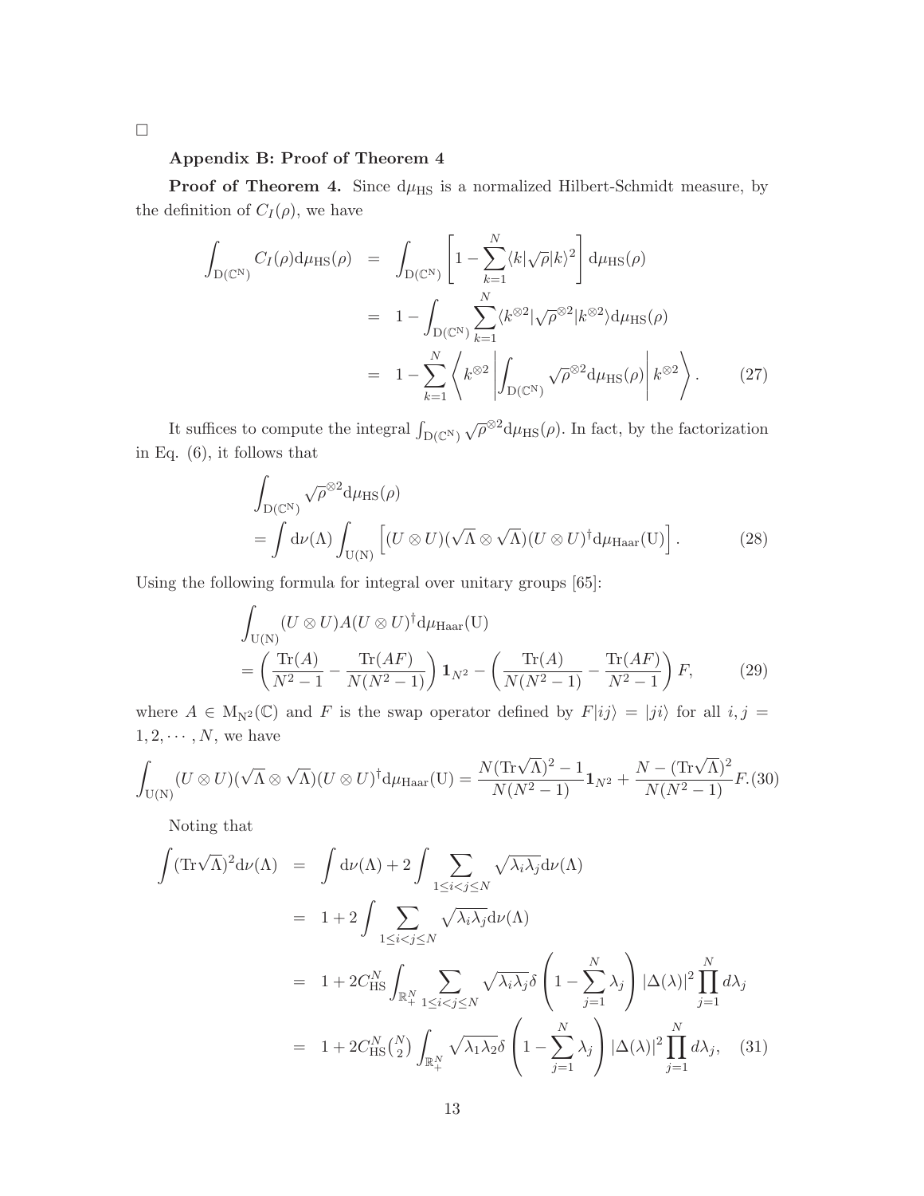□

**Appendix B: Proof of Theorem 4**

**Proof of Theorem 4.** Since $\mathrm{d}\mu_{\mathrm{HS}}$ is a normalized Hilbert-Schmidt measure, by the definition of $C_I(\rho)$, we have

$$
\begin{aligned}
\int_{\mathrm{D}(\mathbb{C}^N)} C_I(\rho)\mathrm{d}\mu_{\mathrm{HS}}(\rho) &= \int_{\mathrm{D}(\mathbb{C}^N)} \left[1 - \sum_{k=1}^{N} \langle k|\sqrt{\rho}|k\rangle^2\right] \mathrm{d}\mu_{\mathrm{HS}}(\rho) \\
&= 1 - \int_{\mathrm{D}(\mathbb{C}^N)} \sum_{k=1}^{N} \langle k^{\otimes 2}|\sqrt{\rho}^{\otimes 2}|k^{\otimes 2}\rangle \mathrm{d}\mu_{\mathrm{HS}}(\rho) \\
&= 1 - \sum_{k=1}^{N} \left\langle k^{\otimes 2} \left| \int_{\mathrm{D}(\mathbb{C}^N)} \sqrt{\rho}^{\otimes 2} \mathrm{d}\mu_{\mathrm{HS}}(\rho) \right| k^{\otimes 2} \right\rangle. \qquad (27)
\end{aligned}
$$

It suffices to compute the integral $\int_{\mathrm{D}(\mathbb{C}^N)} \sqrt{\rho}^{\otimes 2} \mathrm{d}\mu_{\mathrm{HS}}(\rho)$. In fact, by the factorization in Eq. (6), it follows that

$$
\begin{aligned}
&\int_{\mathrm{D}(\mathbb{C}^N)} \sqrt{\rho}^{\otimes 2} \mathrm{d}\mu_{\mathrm{HS}}(\rho) \\
&= \int \mathrm{d}\nu(\Lambda) \int_{\mathrm{U(N)}} \left[(U \otimes U)(\sqrt{\Lambda} \otimes \sqrt{\Lambda})(U \otimes U)^\dagger \mathrm{d}\mu_{\mathrm{Haar}}(\mathrm{U})\right]. \qquad (28)
\end{aligned}
$$

Using the following formula for integral over unitary groups [65]:

$$
\begin{aligned}
&\int_{\mathrm{U(N)}} (U \otimes U) A (U \otimes U)^\dagger \mathrm{d}\mu_{\mathrm{Haar}}(\mathrm{U}) \\
&= \left(\frac{\mathrm{Tr}(A)}{N^2 - 1} - \frac{\mathrm{Tr}(AF)}{N(N^2 - 1)}\right) \mathbf{1}_{N^2} - \left(\frac{\mathrm{Tr}(A)}{N(N^2 - 1)} - \frac{\mathrm{Tr}(AF)}{N^2 - 1}\right) F, \qquad (29)
\end{aligned}
$$

where $A \in \mathrm{M}_{\mathrm{N}^2}(\mathbb{C})$ and $F$ is the swap operator defined by $F|ij\rangle = |ji\rangle$ for all $i, j = 1, 2, \cdots, N$, we have

$$
\int_{\mathrm{U(N)}} (U \otimes U)(\sqrt{\Lambda} \otimes \sqrt{\Lambda})(U \otimes U)^\dagger \mathrm{d}\mu_{\mathrm{Haar}}(\mathrm{U}) = \frac{N(\mathrm{Tr}\sqrt{\Lambda})^2 - 1}{N(N^2 - 1)} \mathbf{1}_{N^2} + \frac{N - (\mathrm{Tr}\sqrt{\Lambda})^2}{N(N^2 - 1)} F. \qquad (30)
$$

Noting that

$$
\begin{aligned}
\int (\mathrm{Tr}\sqrt{\Lambda})^2 \mathrm{d}\nu(\Lambda) &= \int \mathrm{d}\nu(\Lambda) + 2\int \sum_{1 \leq i < j \leq N} \sqrt{\lambda_i \lambda_j} \mathrm{d}\nu(\Lambda) \\
&= 1 + 2\int \sum_{1 \leq i < j \leq N} \sqrt{\lambda_i \lambda_j} \mathrm{d}\nu(\Lambda) \\
&= 1 + 2C_{\mathrm{HS}}^N \int_{\mathbb{R}_+^N} \sum_{1 \leq i < j \leq N} \sqrt{\lambda_i \lambda_j} \delta\left(1 - \sum_{j=1}^{N} \lambda_j\right) |\Delta(\lambda)|^2 \prod_{j=1}^{N} d\lambda_j \\
&= 1 + 2C_{\mathrm{HS}}^N \binom{N}{2} \int_{\mathbb{R}_+^N} \sqrt{\lambda_1 \lambda_2} \delta\left(1 - \sum_{j=1}^{N} \lambda_j\right) |\Delta(\lambda)|^2 \prod_{j=1}^{N} d\lambda_j, \qquad (31)
\end{aligned}
$$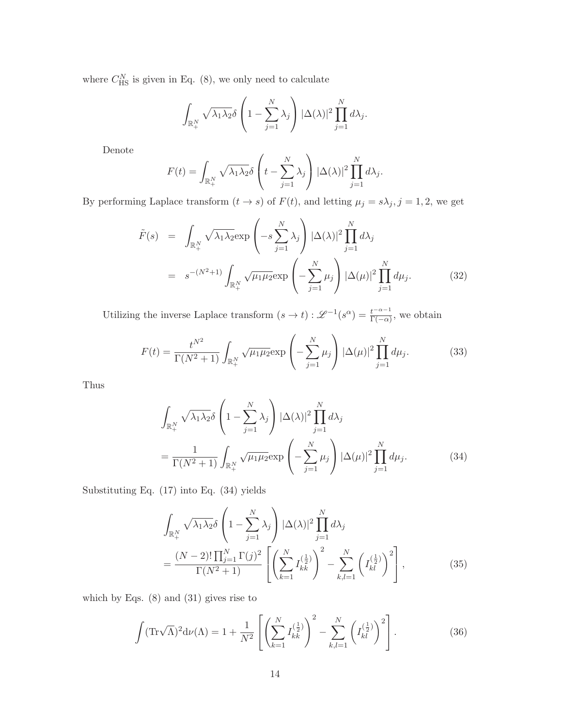where $C_{\rm HS}^N$ is given in Eq. (8), we only need to calculate

$$\int_{\mathbb{R}_+^N} \sqrt{\lambda_1\lambda_2}\delta\left(1-\sum_{j=1}^N \lambda_j\right)|\Delta(\lambda)|^2\prod_{j=1}^N d\lambda_j.$$

Denote

$$F(t) = \int_{\mathbb{R}_+^N} \sqrt{\lambda_1\lambda_2}\delta\left(t-\sum_{j=1}^N \lambda_j\right)|\Delta(\lambda)|^2\prod_{j=1}^N d\lambda_j.$$

By performing Laplace transform ($t \to s$) of $F(t)$, and letting $\mu_j = s\lambda_j, j = 1, 2$, we get

$$\begin{aligned}\tilde{F}(s) &= \int_{\mathbb{R}_+^N} \sqrt{\lambda_1\lambda_2}\exp\left(-s\sum_{j=1}^N \lambda_j\right)|\Delta(\lambda)|^2\prod_{j=1}^N d\lambda_j \\ &= s^{-(N^2+1)}\int_{\mathbb{R}_+^N} \sqrt{\mu_1\mu_2}\exp\left(-\sum_{j=1}^N \mu_j\right)|\Delta(\mu)|^2\prod_{j=1}^N d\mu_j. \end{aligned} \tag{32}$$

Utilizing the inverse Laplace transform $(s \to t) : \mathscr{L}^{-1}(s^\alpha) = \frac{t^{-\alpha-1}}{\Gamma(-\alpha)}$, we obtain

$$F(t) = \frac{t^{N^2}}{\Gamma(N^2+1)}\int_{\mathbb{R}_+^N} \sqrt{\mu_1\mu_2}\exp\left(-\sum_{j=1}^N \mu_j\right)|\Delta(\mu)|^2\prod_{j=1}^N d\mu_j. \tag{33}$$

Thus

$$\begin{aligned}&\int_{\mathbb{R}_+^N} \sqrt{\lambda_1\lambda_2}\delta\left(1-\sum_{j=1}^N \lambda_j\right)|\Delta(\lambda)|^2\prod_{j=1}^N d\lambda_j \\ &= \frac{1}{\Gamma(N^2+1)}\int_{\mathbb{R}_+^N} \sqrt{\mu_1\mu_2}\exp\left(-\sum_{j=1}^N \mu_j\right)|\Delta(\mu)|^2\prod_{j=1}^N d\mu_j. \end{aligned} \tag{34}$$

Substituting Eq. (17) into Eq. (34) yields

$$\begin{aligned}&\int_{\mathbb{R}_+^N} \sqrt{\lambda_1\lambda_2}\delta\left(1-\sum_{j=1}^N \lambda_j\right)|\Delta(\lambda)|^2\prod_{j=1}^N d\lambda_j \\ &= \frac{(N-2)!\prod_{j=1}^N \Gamma(j)^2}{\Gamma(N^2+1)}\left[\left(\sum_{k=1}^N I_{kk}^{(\frac{1}{2})}\right)^2 - \sum_{k,l=1}^N \left(I_{kl}^{(\frac{1}{2})}\right)^2\right], \end{aligned} \tag{35}$$

which by Eqs. (8) and (31) gives rise to

$$\int (\mathrm{Tr}\sqrt{\Lambda})^2 \mathrm{d}\nu(\Lambda) = 1 + \frac{1}{N^2}\left[\left(\sum_{k=1}^N I_{kk}^{(\frac{1}{2})}\right)^2 - \sum_{k,l=1}^N \left(I_{kl}^{(\frac{1}{2})}\right)^2\right]. \tag{36}$$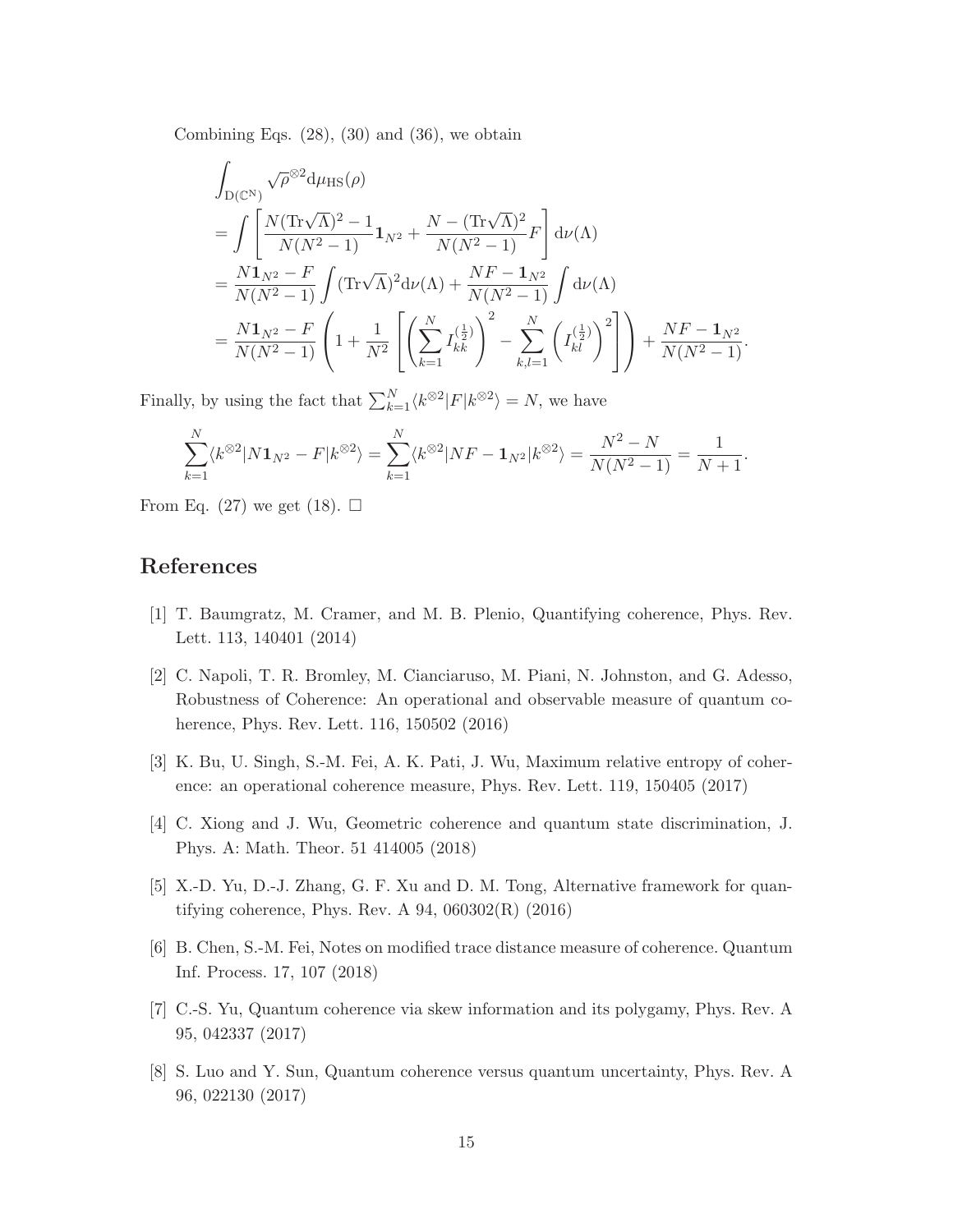Combining Eqs. (28), (30) and (36), we obtain

$$
\begin{aligned}
&\int_{\mathrm{D}(\mathbb{C}^{\mathrm{N}})} \sqrt{\rho}^{\otimes 2} \mathrm{d}\mu_{\mathrm{HS}}(\rho) \\
&= \int \left[ \frac{N(\mathrm{Tr}\sqrt{\Lambda})^2 - 1}{N(N^2-1)} \mathbf{1}_{N^2} + \frac{N - (\mathrm{Tr}\sqrt{\Lambda})^2}{N(N^2-1)} F \right] \mathrm{d}\nu(\Lambda) \\
&= \frac{N\mathbf{1}_{N^2} - F}{N(N^2-1)} \int (\mathrm{Tr}\sqrt{\Lambda})^2 \mathrm{d}\nu(\Lambda) + \frac{NF - \mathbf{1}_{N^2}}{N(N^2-1)} \int \mathrm{d}\nu(\Lambda) \\
&= \frac{N\mathbf{1}_{N^2} - F}{N(N^2-1)} \left( 1 + \frac{1}{N^2} \left[ \left( \sum_{k=1}^{N} I_{kk}^{(\frac{1}{2})} \right)^2 - \sum_{k,l=1}^{N} \left( I_{kl}^{(\frac{1}{2})} \right)^2 \right] \right) + \frac{NF - \mathbf{1}_{N^2}}{N(N^2-1)}.
\end{aligned}
$$

Finally, by using the fact that $\sum_{k=1}^{N} \langle k^{\otimes 2} | F | k^{\otimes 2} \rangle = N$, we have

$$
\sum_{k=1}^{N} \langle k^{\otimes 2} | N\mathbf{1}_{N^2} - F | k^{\otimes 2} \rangle = \sum_{k=1}^{N} \langle k^{\otimes 2} | NF - \mathbf{1}_{N^2} | k^{\otimes 2} \rangle = \frac{N^2 - N}{N(N^2-1)} = \frac{1}{N+1}.
$$

From Eq. (27) we get (18). $\square$

# References

[1] T. Baumgratz, M. Cramer, and M. B. Plenio, Quantifying coherence, Phys. Rev. Lett. 113, 140401 (2014)

[2] C. Napoli, T. R. Bromley, M. Cianciaruso, M. Piani, N. Johnston, and G. Adesso, Robustness of Coherence: An operational and observable measure of quantum coherence, Phys. Rev. Lett. 116, 150502 (2016)

[3] K. Bu, U. Singh, S.-M. Fei, A. K. Pati, J. Wu, Maximum relative entropy of coherence: an operational coherence measure, Phys. Rev. Lett. 119, 150405 (2017)

[4] C. Xiong and J. Wu, Geometric coherence and quantum state discrimination, J. Phys. A: Math. Theor. 51 414005 (2018)

[5] X.-D. Yu, D.-J. Zhang, G. F. Xu and D. M. Tong, Alternative framework for quantifying coherence, Phys. Rev. A 94, 060302(R) (2016)

[6] B. Chen, S.-M. Fei, Notes on modified trace distance measure of coherence. Quantum Inf. Process. 17, 107 (2018)

[7] C.-S. Yu, Quantum coherence via skew information and its polygamy, Phys. Rev. A 95, 042337 (2017)

[8] S. Luo and Y. Sun, Quantum coherence versus quantum uncertainty, Phys. Rev. A 96, 022130 (2017)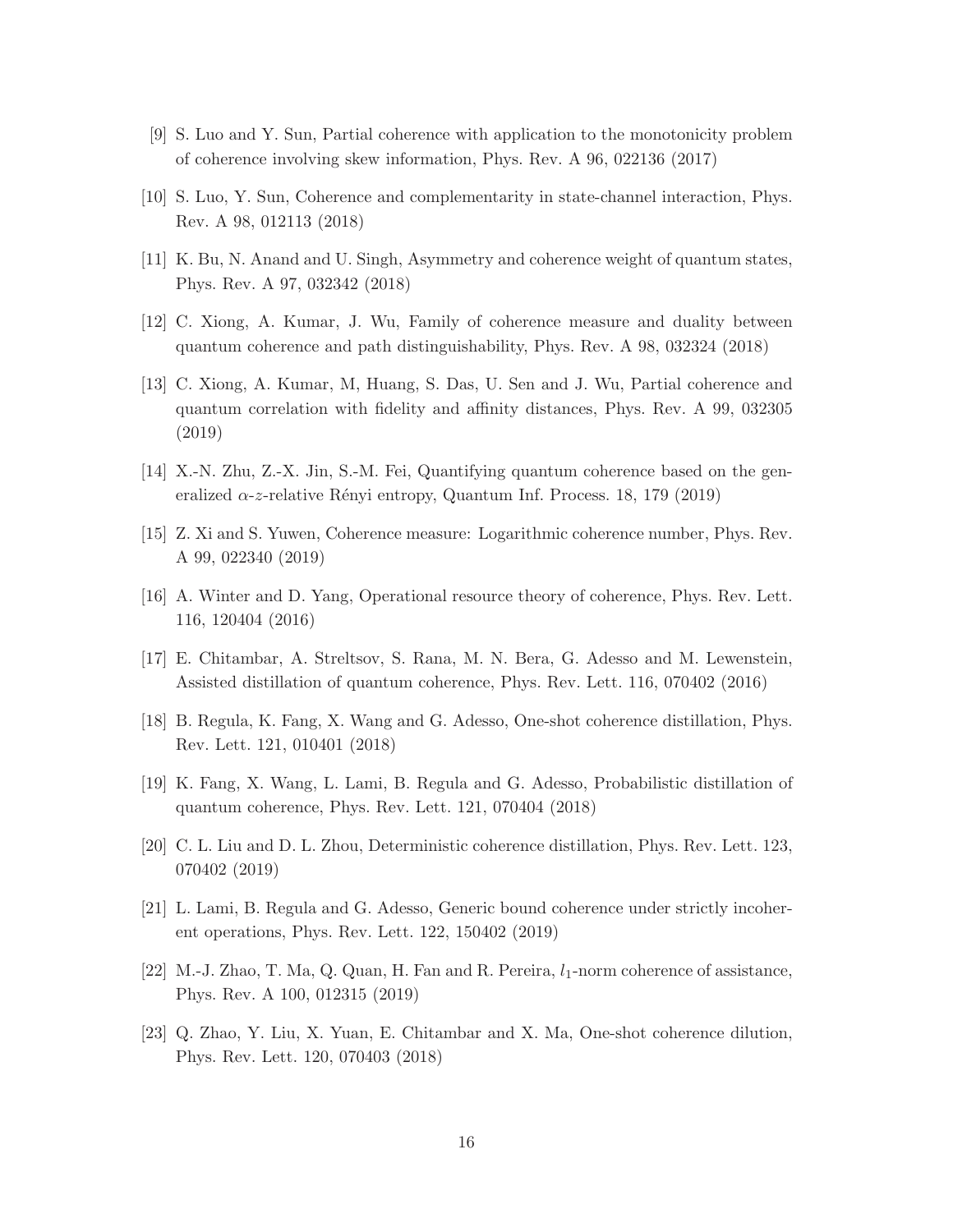[9] S. Luo and Y. Sun, Partial coherence with application to the monotonicity problem of coherence involving skew information, Phys. Rev. A 96, 022136 (2017)

[10] S. Luo, Y. Sun, Coherence and complementarity in state-channel interaction, Phys. Rev. A 98, 012113 (2018)

[11] K. Bu, N. Anand and U. Singh, Asymmetry and coherence weight of quantum states, Phys. Rev. A 97, 032342 (2018)

[12] C. Xiong, A. Kumar, J. Wu, Family of coherence measure and duality between quantum coherence and path distinguishability, Phys. Rev. A 98, 032324 (2018)

[13] C. Xiong, A. Kumar, M, Huang, S. Das, U. Sen and J. Wu, Partial coherence and quantum correlation with fidelity and affinity distances, Phys. Rev. A 99, 032305 (2019)

[14] X.-N. Zhu, Z.-X. Jin, S.-M. Fei, Quantifying quantum coherence based on the generalized $\alpha$-$z$-relative Rényi entropy, Quantum Inf. Process. 18, 179 (2019)

[15] Z. Xi and S. Yuwen, Coherence measure: Logarithmic coherence number, Phys. Rev. A 99, 022340 (2019)

[16] A. Winter and D. Yang, Operational resource theory of coherence, Phys. Rev. Lett. 116, 120404 (2016)

[17] E. Chitambar, A. Streltsov, S. Rana, M. N. Bera, G. Adesso and M. Lewenstein, Assisted distillation of quantum coherence, Phys. Rev. Lett. 116, 070402 (2016)

[18] B. Regula, K. Fang, X. Wang and G. Adesso, One-shot coherence distillation, Phys. Rev. Lett. 121, 010401 (2018)

[19] K. Fang, X. Wang, L. Lami, B. Regula and G. Adesso, Probabilistic distillation of quantum coherence, Phys. Rev. Lett. 121, 070404 (2018)

[20] C. L. Liu and D. L. Zhou, Deterministic coherence distillation, Phys. Rev. Lett. 123, 070402 (2019)

[21] L. Lami, B. Regula and G. Adesso, Generic bound coherence under strictly incoherent operations, Phys. Rev. Lett. 122, 150402 (2019)

[22] M.-J. Zhao, T. Ma, Q. Quan, H. Fan and R. Pereira, $l_1$-norm coherence of assistance, Phys. Rev. A 100, 012315 (2019)

[23] Q. Zhao, Y. Liu, X. Yuan, E. Chitambar and X. Ma, One-shot coherence dilution, Phys. Rev. Lett. 120, 070403 (2018)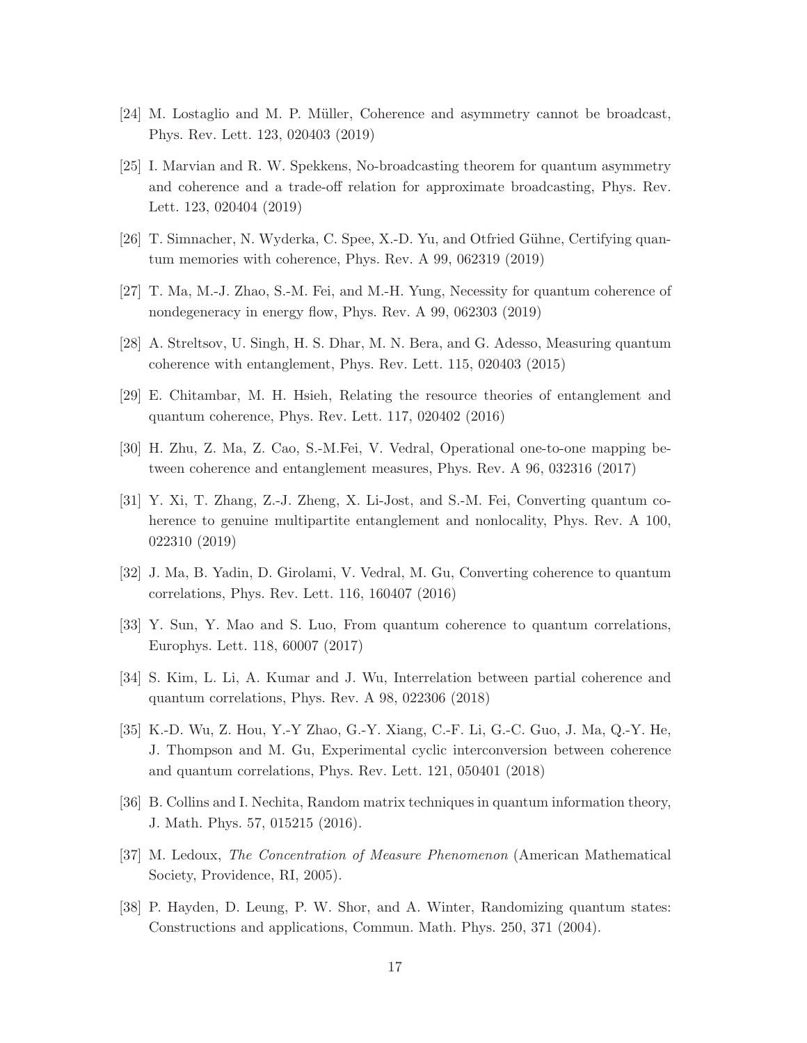[24] M. Lostaglio and M. P. Müller, Coherence and asymmetry cannot be broadcast, Phys. Rev. Lett. 123, 020403 (2019)

[25] I. Marvian and R. W. Spekkens, No-broadcasting theorem for quantum asymmetry and coherence and a trade-off relation for approximate broadcasting, Phys. Rev. Lett. 123, 020404 (2019)

[26] T. Simnacher, N. Wyderka, C. Spee, X.-D. Yu, and Otfried Gühne, Certifying quantum memories with coherence, Phys. Rev. A 99, 062319 (2019)

[27] T. Ma, M.-J. Zhao, S.-M. Fei, and M.-H. Yung, Necessity for quantum coherence of nondegeneracy in energy flow, Phys. Rev. A 99, 062303 (2019)

[28] A. Streltsov, U. Singh, H. S. Dhar, M. N. Bera, and G. Adesso, Measuring quantum coherence with entanglement, Phys. Rev. Lett. 115, 020403 (2015)

[29] E. Chitambar, M. H. Hsieh, Relating the resource theories of entanglement and quantum coherence, Phys. Rev. Lett. 117, 020402 (2016)

[30] H. Zhu, Z. Ma, Z. Cao, S.-M.Fei, V. Vedral, Operational one-to-one mapping between coherence and entanglement measures, Phys. Rev. A 96, 032316 (2017)

[31] Y. Xi, T. Zhang, Z.-J. Zheng, X. Li-Jost, and S.-M. Fei, Converting quantum coherence to genuine multipartite entanglement and nonlocality, Phys. Rev. A 100, 022310 (2019)

[32] J. Ma, B. Yadin, D. Girolami, V. Vedral, M. Gu, Converting coherence to quantum correlations, Phys. Rev. Lett. 116, 160407 (2016)

[33] Y. Sun, Y. Mao and S. Luo, From quantum coherence to quantum correlations, Europhys. Lett. 118, 60007 (2017)

[34] S. Kim, L. Li, A. Kumar and J. Wu, Interrelation between partial coherence and quantum correlations, Phys. Rev. A 98, 022306 (2018)

[35] K.-D. Wu, Z. Hou, Y.-Y Zhao, G.-Y. Xiang, C.-F. Li, G.-C. Guo, J. Ma, Q.-Y. He, J. Thompson and M. Gu, Experimental cyclic interconversion between coherence and quantum correlations, Phys. Rev. Lett. 121, 050401 (2018)

[36] B. Collins and I. Nechita, Random matrix techniques in quantum information theory, J. Math. Phys. 57, 015215 (2016).

[37] M. Ledoux, *The Concentration of Measure Phenomenon* (American Mathematical Society, Providence, RI, 2005).

[38] P. Hayden, D. Leung, P. W. Shor, and A. Winter, Randomizing quantum states: Constructions and applications, Commun. Math. Phys. 250, 371 (2004).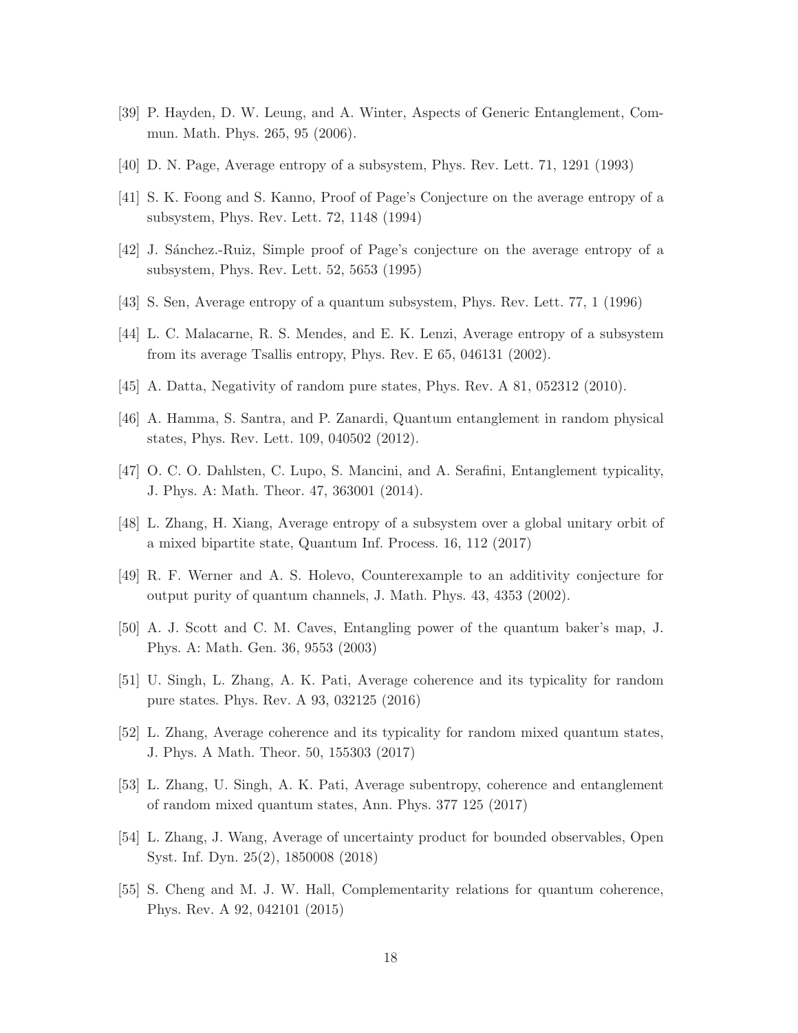[39] P. Hayden, D. W. Leung, and A. Winter, Aspects of Generic Entanglement, Commun. Math. Phys. 265, 95 (2006).

[40] D. N. Page, Average entropy of a subsystem, Phys. Rev. Lett. 71, 1291 (1993)

[41] S. K. Foong and S. Kanno, Proof of Page's Conjecture on the average entropy of a subsystem, Phys. Rev. Lett. 72, 1148 (1994)

[42] J. Sánchez.-Ruiz, Simple proof of Page's conjecture on the average entropy of a subsystem, Phys. Rev. Lett. 52, 5653 (1995)

[43] S. Sen, Average entropy of a quantum subsystem, Phys. Rev. Lett. 77, 1 (1996)

[44] L. C. Malacarne, R. S. Mendes, and E. K. Lenzi, Average entropy of a subsystem from its average Tsallis entropy, Phys. Rev. E 65, 046131 (2002).

[45] A. Datta, Negativity of random pure states, Phys. Rev. A 81, 052312 (2010).

[46] A. Hamma, S. Santra, and P. Zanardi, Quantum entanglement in random physical states, Phys. Rev. Lett. 109, 040502 (2012).

[47] O. C. O. Dahlsten, C. Lupo, S. Mancini, and A. Serafini, Entanglement typicality, J. Phys. A: Math. Theor. 47, 363001 (2014).

[48] L. Zhang, H. Xiang, Average entropy of a subsystem over a global unitary orbit of a mixed bipartite state, Quantum Inf. Process. 16, 112 (2017)

[49] R. F. Werner and A. S. Holevo, Counterexample to an additivity conjecture for output purity of quantum channels, J. Math. Phys. 43, 4353 (2002).

[50] A. J. Scott and C. M. Caves, Entangling power of the quantum baker's map, J. Phys. A: Math. Gen. 36, 9553 (2003)

[51] U. Singh, L. Zhang, A. K. Pati, Average coherence and its typicality for random pure states. Phys. Rev. A 93, 032125 (2016)

[52] L. Zhang, Average coherence and its typicality for random mixed quantum states, J. Phys. A Math. Theor. 50, 155303 (2017)

[53] L. Zhang, U. Singh, A. K. Pati, Average subentropy, coherence and entanglement of random mixed quantum states, Ann. Phys. 377 125 (2017)

[54] L. Zhang, J. Wang, Average of uncertainty product for bounded observables, Open Syst. Inf. Dyn. 25(2), 1850008 (2018)

[55] S. Cheng and M. J. W. Hall, Complementarity relations for quantum coherence, Phys. Rev. A 92, 042101 (2015)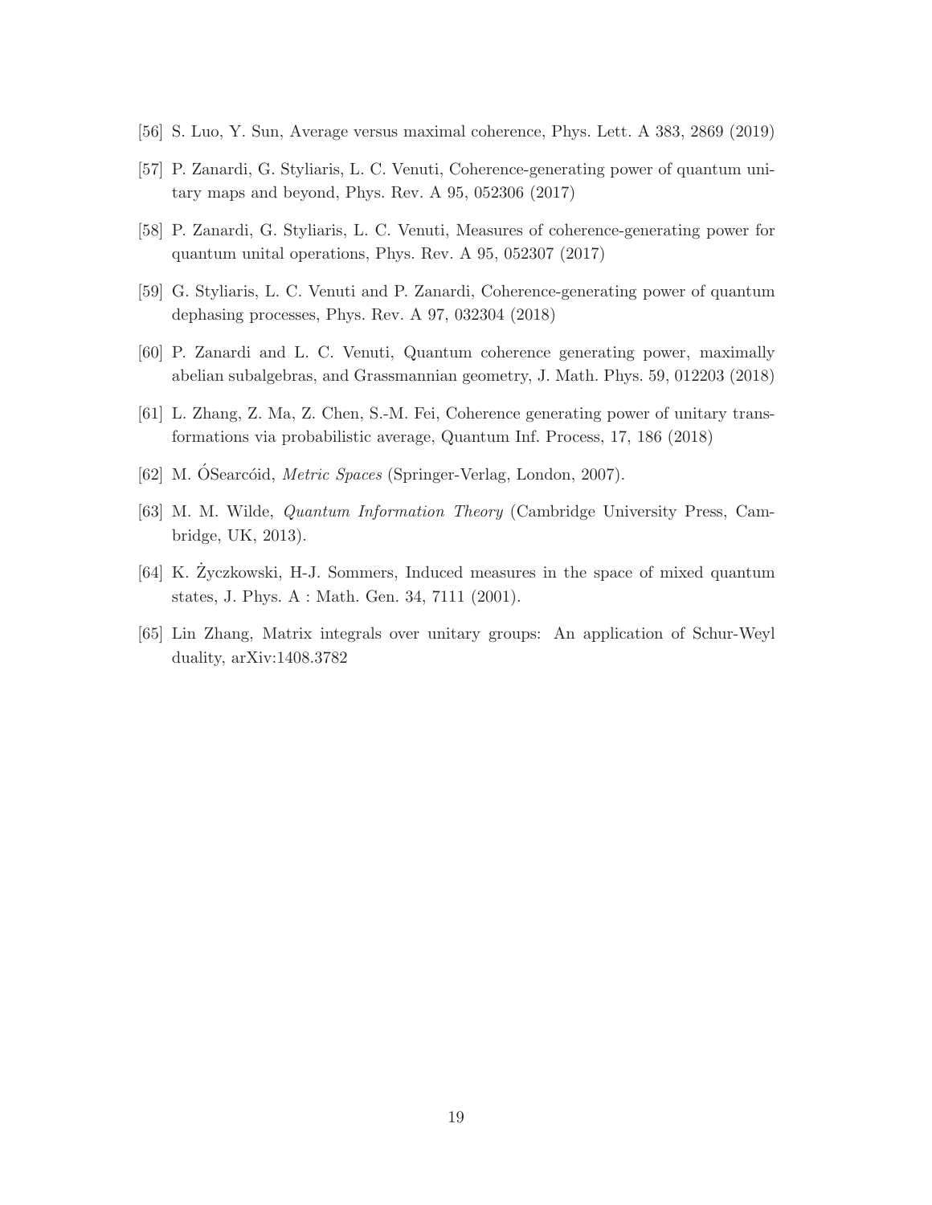[56] S. Luo, Y. Sun, Average versus maximal coherence, Phys. Lett. A 383, 2869 (2019)

[57] P. Zanardi, G. Styliaris, L. C. Venuti, Coherence-generating power of quantum unitary maps and beyond, Phys. Rev. A 95, 052306 (2017)

[58] P. Zanardi, G. Styliaris, L. C. Venuti, Measures of coherence-generating power for quantum unital operations, Phys. Rev. A 95, 052307 (2017)

[59] G. Styliaris, L. C. Venuti and P. Zanardi, Coherence-generating power of quantum dephasing processes, Phys. Rev. A 97, 032304 (2018)

[60] P. Zanardi and L. C. Venuti, Quantum coherence generating power, maximally abelian subalgebras, and Grassmannian geometry, J. Math. Phys. 59, 012203 (2018)

[61] L. Zhang, Z. Ma, Z. Chen, S.-M. Fei, Coherence generating power of unitary transformations via probabilistic average, Quantum Inf. Process, 17, 186 (2018)

[62] M. ÓSearcóid, *Metric Spaces* (Springer-Verlag, London, 2007).

[63] M. M. Wilde, *Quantum Information Theory* (Cambridge University Press, Cambridge, UK, 2013).

[64] K. Życzkowski, H-J. Sommers, Induced measures in the space of mixed quantum states, J. Phys. A : Math. Gen. 34, 7111 (2001).

[65] Lin Zhang, Matrix integrals over unitary groups: An application of Schur-Weyl duality, arXiv:1408.3782